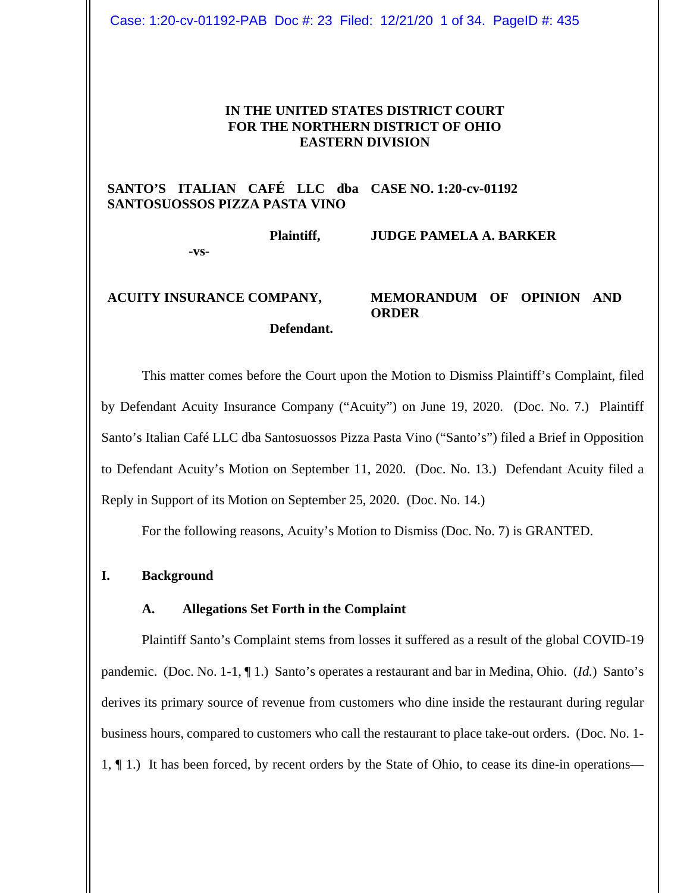**IN THE UNITED STATES DISTRICT COURT**
**FOR THE NORTHERN DISTRICT OF OHIO**
**EASTERN DIVISION**

| | |
|---|---|
| **SANTO'S ITALIAN CAFÉ LLC dba SANTOSUOSSOS PIZZA PASTA VINO** | **CASE NO. 1:20-cv-01192** |
| **Plaintiff,** | **JUDGE PAMELA A. BARKER** |
| **-vs-** | |
| **ACUITY INSURANCE COMPANY,** | **MEMORANDUM OF OPINION AND ORDER** |
| **Defendant.** | |

This matter comes before the Court upon the Motion to Dismiss Plaintiff's Complaint, filed by Defendant Acuity Insurance Company ("Acuity") on June 19, 2020. (Doc. No. 7.) Plaintiff Santo's Italian Café LLC dba Santosuossos Pizza Pasta Vino ("Santo's") filed a Brief in Opposition to Defendant Acuity's Motion on September 11, 2020. (Doc. No. 13.) Defendant Acuity filed a Reply in Support of its Motion on September 25, 2020. (Doc. No. 14.)

For the following reasons, Acuity's Motion to Dismiss (Doc. No. 7) is GRANTED.

## I. Background

### A. Allegations Set Forth in the Complaint

Plaintiff Santo's Complaint stems from losses it suffered as a result of the global COVID-19 pandemic. (Doc. No. 1-1, ¶ 1.) Santo's operates a restaurant and bar in Medina, Ohio. (*Id.*) Santo's derives its primary source of revenue from customers who dine inside the restaurant during regular business hours, compared to customers who call the restaurant to place take-out orders. (Doc. No. 1-1, ¶ 1.) It has been forced, by recent orders by the State of Ohio, to cease its dine-in operations—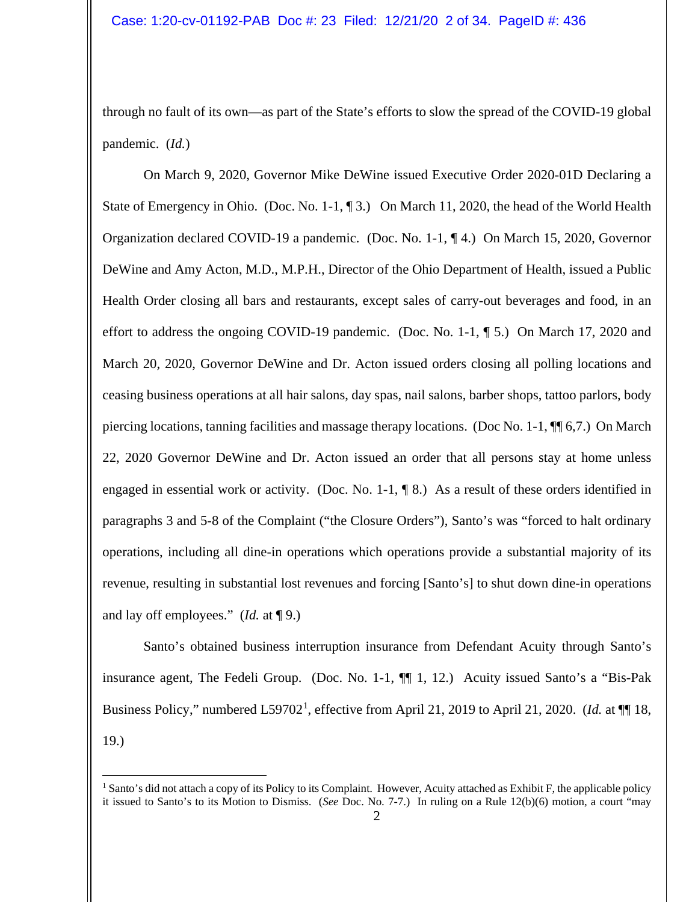through no fault of its own—as part of the State's efforts to slow the spread of the COVID-19 global pandemic. (*Id.*)

On March 9, 2020, Governor Mike DeWine issued Executive Order 2020-01D Declaring a State of Emergency in Ohio. (Doc. No. 1-1, ¶ 3.) On March 11, 2020, the head of the World Health Organization declared COVID-19 a pandemic. (Doc. No. 1-1, ¶ 4.) On March 15, 2020, Governor DeWine and Amy Acton, M.D., M.P.H., Director of the Ohio Department of Health, issued a Public Health Order closing all bars and restaurants, except sales of carry-out beverages and food, in an effort to address the ongoing COVID-19 pandemic. (Doc. No. 1-1, ¶ 5.) On March 17, 2020 and March 20, 2020, Governor DeWine and Dr. Acton issued orders closing all polling locations and ceasing business operations at all hair salons, day spas, nail salons, barber shops, tattoo parlors, body piercing locations, tanning facilities and massage therapy locations. (Doc No. 1-1, ¶¶ 6,7.) On March 22, 2020 Governor DeWine and Dr. Acton issued an order that all persons stay at home unless engaged in essential work or activity. (Doc. No. 1-1, ¶ 8.) As a result of these orders identified in paragraphs 3 and 5-8 of the Complaint ("the Closure Orders"), Santo's was "forced to halt ordinary operations, including all dine-in operations which operations provide a substantial majority of its revenue, resulting in substantial lost revenues and forcing [Santo's] to shut down dine-in operations and lay off employees." (*Id.* at ¶ 9.)

Santo's obtained business interruption insurance from Defendant Acuity through Santo's insurance agent, The Fedeli Group. (Doc. No. 1-1, ¶¶ 1, 12.) Acuity issued Santo's a "Bis-Pak Business Policy," numbered L59702[1], effective from April 21, 2019 to April 21, 2020. (*Id.* at ¶¶ 18, 19.)

---

[1] Santo's did not attach a copy of its Policy to its Complaint. However, Acuity attached as Exhibit F, the applicable policy it issued to Santo's to its Motion to Dismiss. (*See* Doc. No. 7-7.) In ruling on a Rule 12(b)(6) motion, a court "may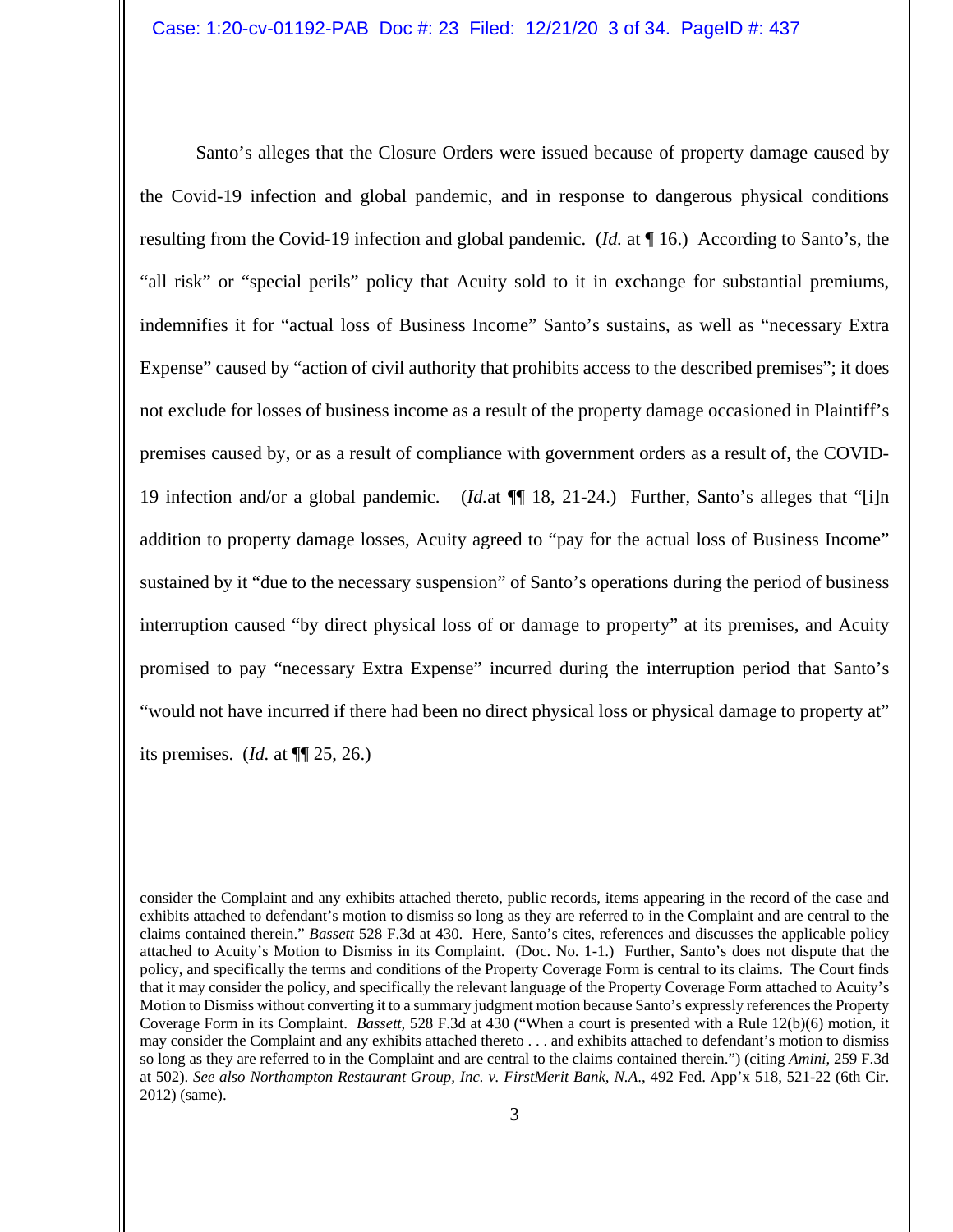Santo's alleges that the Closure Orders were issued because of property damage caused by the Covid-19 infection and global pandemic, and in response to dangerous physical conditions resulting from the Covid-19 infection and global pandemic. (*Id.* at ¶ 16.) According to Santo's, the "all risk" or "special perils" policy that Acuity sold to it in exchange for substantial premiums, indemnifies it for "actual loss of Business Income" Santo's sustains, as well as "necessary Extra Expense" caused by "action of civil authority that prohibits access to the described premises"; it does not exclude for losses of business income as a result of the property damage occasioned in Plaintiff's premises caused by, or as a result of compliance with government orders as a result of, the COVID-19 infection and/or a global pandemic. (*Id.*at ¶¶ 18, 21-24.) Further, Santo's alleges that "[i]n addition to property damage losses, Acuity agreed to "pay for the actual loss of Business Income" sustained by it "due to the necessary suspension" of Santo's operations during the period of business interruption caused "by direct physical loss of or damage to property" at its premises, and Acuity promised to pay "necessary Extra Expense" incurred during the interruption period that Santo's "would not have incurred if there had been no direct physical loss or physical damage to property at" its premises. (*Id.* at ¶¶ 25, 26.)

---

consider the Complaint and any exhibits attached thereto, public records, items appearing in the record of the case and exhibits attached to defendant's motion to dismiss so long as they are referred to in the Complaint and are central to the claims contained therein." *Bassett* 528 F.3d at 430. Here, Santo's cites, references and discusses the applicable policy attached to Acuity's Motion to Dismiss in its Complaint. (Doc. No. 1-1.) Further, Santo's does not dispute that the policy, and specifically the terms and conditions of the Property Coverage Form is central to its claims. The Court finds that it may consider the policy, and specifically the relevant language of the Property Coverage Form attached to Acuity's Motion to Dismiss without converting it to a summary judgment motion because Santo's expressly references the Property Coverage Form in its Complaint. *Bassett*, 528 F.3d at 430 ("When a court is presented with a Rule 12(b)(6) motion, it may consider the Complaint and any exhibits attached thereto . . . and exhibits attached to defendant's motion to dismiss so long as they are referred to in the Complaint and are central to the claims contained therein.") (citing *Amini*, 259 F.3d at 502). *See also Northampton Restaurant Group, Inc. v. FirstMerit Bank, N.A.*, 492 Fed. App'x 518, 521-22 (6th Cir. 2012) (same).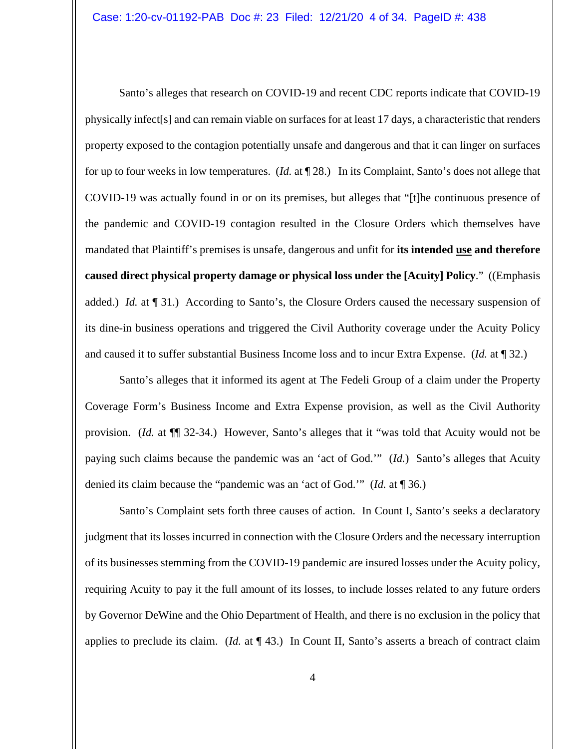Santo's alleges that research on COVID-19 and recent CDC reports indicate that COVID-19 physically infect[s] and can remain viable on surfaces for at least 17 days, a characteristic that renders property exposed to the contagion potentially unsafe and dangerous and that it can linger on surfaces for up to four weeks in low temperatures. (*Id.* at ¶ 28.) In its Complaint, Santo's does not allege that COVID-19 was actually found in or on its premises, but alleges that "[t]he continuous presence of the pandemic and COVID-19 contagion resulted in the Closure Orders which themselves have mandated that Plaintiff's premises is unsafe, dangerous and unfit for **its intended <u>use</u> and therefore caused direct physical property damage or physical loss under the [Acuity] Policy**." ((Emphasis added.) *Id.* at ¶ 31.) According to Santo's, the Closure Orders caused the necessary suspension of its dine-in business operations and triggered the Civil Authority coverage under the Acuity Policy and caused it to suffer substantial Business Income loss and to incur Extra Expense. (*Id.* at ¶ 32.)

Santo's alleges that it informed its agent at The Fedeli Group of a claim under the Property Coverage Form's Business Income and Extra Expense provision, as well as the Civil Authority provision. (*Id.* at ¶¶ 32-34.) However, Santo's alleges that it "was told that Acuity would not be paying such claims because the pandemic was an 'act of God.'" (*Id.*) Santo's alleges that Acuity denied its claim because the "pandemic was an 'act of God.'" (*Id.* at ¶ 36.)

Santo's Complaint sets forth three causes of action. In Count I, Santo's seeks a declaratory judgment that its losses incurred in connection with the Closure Orders and the necessary interruption of its businesses stemming from the COVID-19 pandemic are insured losses under the Acuity policy, requiring Acuity to pay it the full amount of its losses, to include losses related to any future orders by Governor DeWine and the Ohio Department of Health, and there is no exclusion in the policy that applies to preclude its claim. (*Id.* at ¶ 43.) In Count II, Santo's asserts a breach of contract claim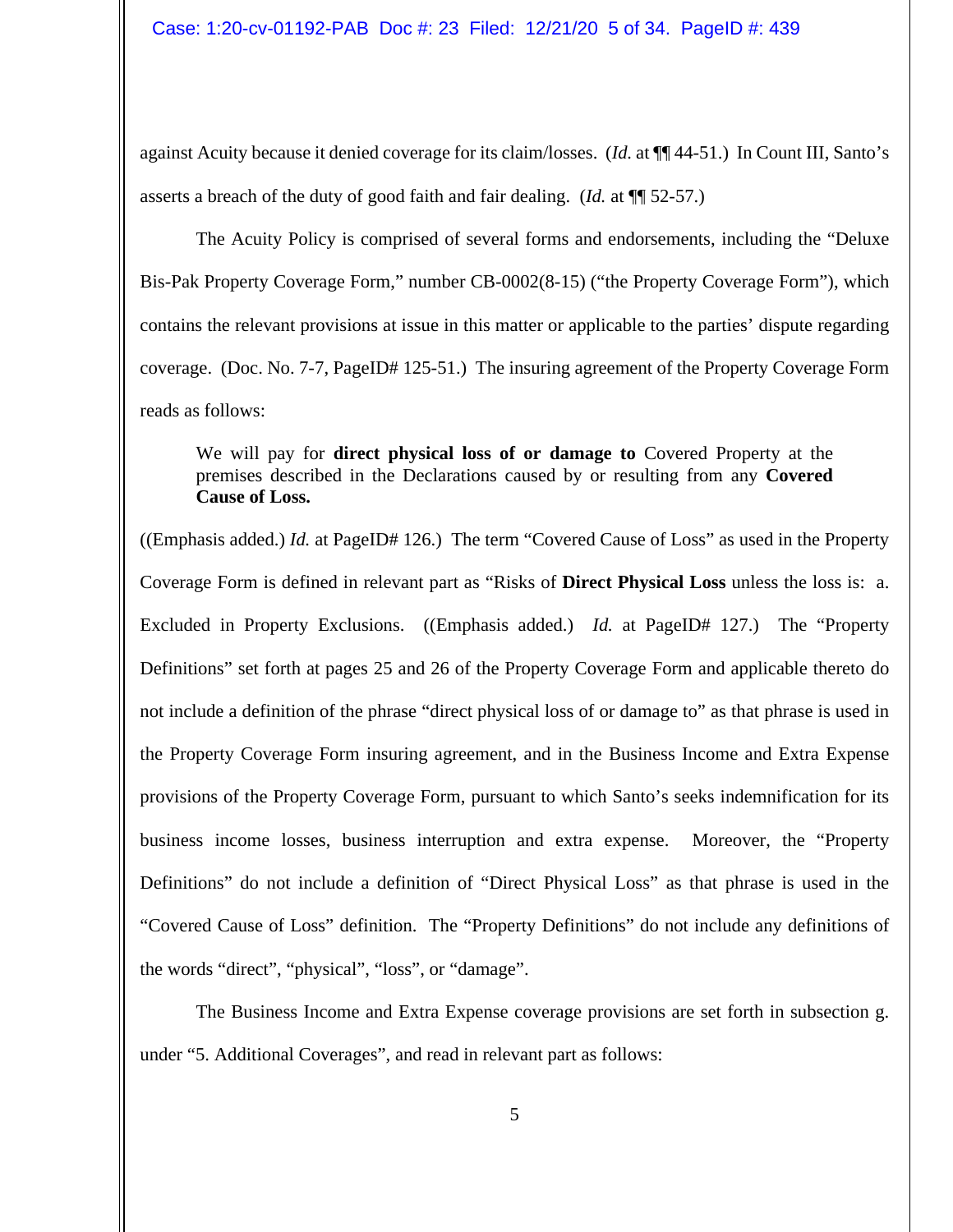against Acuity because it denied coverage for its claim/losses. (*Id.* at ¶¶ 44-51.) In Count III, Santo's asserts a breach of the duty of good faith and fair dealing. (*Id.* at ¶¶ 52-57.)

The Acuity Policy is comprised of several forms and endorsements, including the "Deluxe Bis-Pak Property Coverage Form," number CB-0002(8-15) ("the Property Coverage Form"), which contains the relevant provisions at issue in this matter or applicable to the parties' dispute regarding coverage. (Doc. No. 7-7, PageID# 125-51.) The insuring agreement of the Property Coverage Form reads as follows:

> We will pay for **direct physical loss of or damage to** Covered Property at the premises described in the Declarations caused by or resulting from any **Covered Cause of Loss.**

((Emphasis added.) *Id.* at PageID# 126.) The term "Covered Cause of Loss" as used in the Property Coverage Form is defined in relevant part as "Risks of **Direct Physical Loss** unless the loss is: a. Excluded in Property Exclusions. ((Emphasis added.) *Id.* at PageID# 127.) The "Property Definitions" set forth at pages 25 and 26 of the Property Coverage Form and applicable thereto do not include a definition of the phrase "direct physical loss of or damage to" as that phrase is used in the Property Coverage Form insuring agreement, and in the Business Income and Extra Expense provisions of the Property Coverage Form, pursuant to which Santo's seeks indemnification for its business income losses, business interruption and extra expense. Moreover, the "Property Definitions" do not include a definition of "Direct Physical Loss" as that phrase is used in the "Covered Cause of Loss" definition. The "Property Definitions" do not include any definitions of the words "direct", "physical", "loss", or "damage".

The Business Income and Extra Expense coverage provisions are set forth in subsection g. under "5. Additional Coverages", and read in relevant part as follows: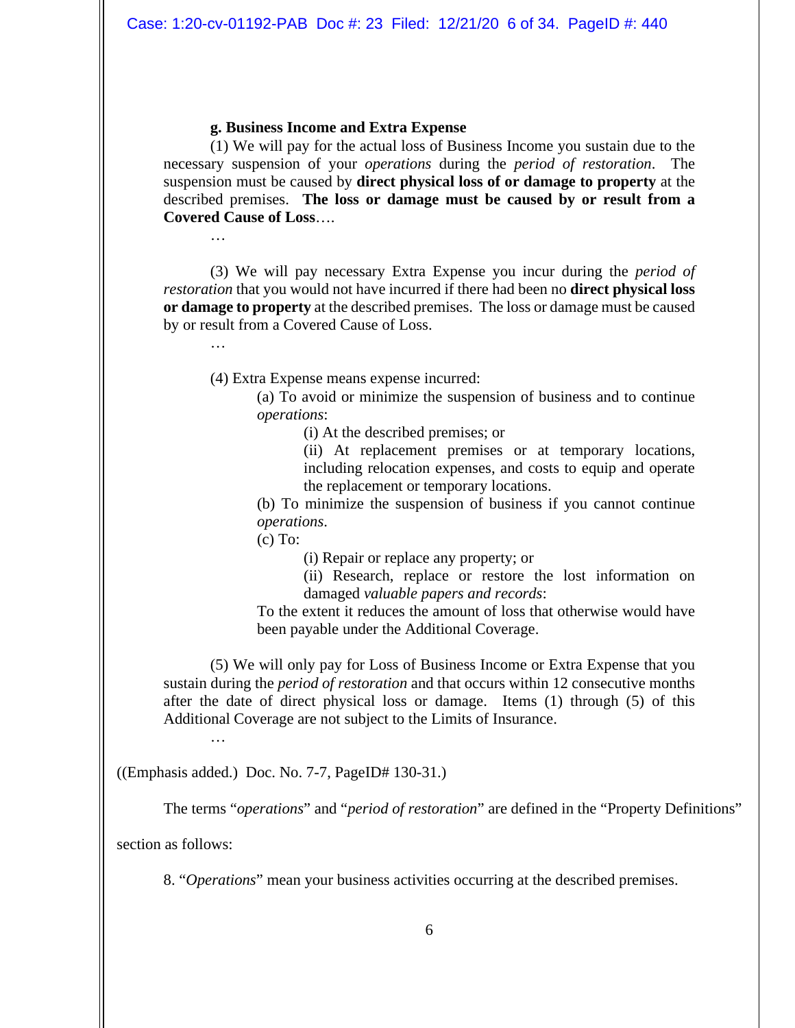**g. Business Income and Extra Expense**

(1) We will pay for the actual loss of Business Income you sustain due to the necessary suspension of your *operations* during the *period of restoration*. The suspension must be caused by **direct physical loss of or damage to property** at the described premises. **The loss or damage must be caused by or result from a Covered Cause of Loss**….

…

(3) We will pay necessary Extra Expense you incur during the *period of restoration* that you would not have incurred if there had been no **direct physical loss or damage to property** at the described premises. The loss or damage must be caused by or result from a Covered Cause of Loss.

…

(4) Extra Expense means expense incurred:

(a) To avoid or minimize the suspension of business and to continue *operations*:

(i) At the described premises; or

(ii) At replacement premises or at temporary locations, including relocation expenses, and costs to equip and operate the replacement or temporary locations.

(b) To minimize the suspension of business if you cannot continue *operations*.

(c) To:

(i) Repair or replace any property; or

(ii) Research, replace or restore the lost information on damaged *valuable papers and records*:

To the extent it reduces the amount of loss that otherwise would have been payable under the Additional Coverage.

(5) We will only pay for Loss of Business Income or Extra Expense that you sustain during the *period of restoration* and that occurs within 12 consecutive months after the date of direct physical loss or damage. Items (1) through (5) of this Additional Coverage are not subject to the Limits of Insurance.

…

((Emphasis added.) Doc. No. 7-7, PageID# 130-31.)

The terms "*operations*" and "*period of restoration*" are defined in the "Property Definitions" section as follows:

8. "*Operations*" mean your business activities occurring at the described premises.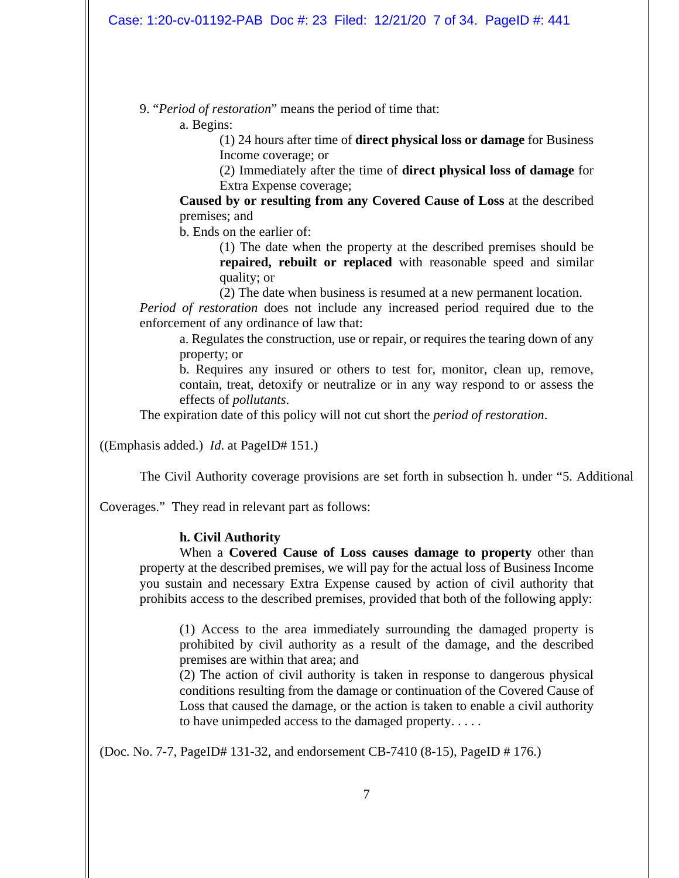9. "*Period of restoration*" means the period of time that:

a. Begins:

(1) 24 hours after time of **direct physical loss or damage** for Business Income coverage; or

(2) Immediately after the time of **direct physical loss of damage** for Extra Expense coverage;

**Caused by or resulting from any Covered Cause of Loss** at the described premises; and

b. Ends on the earlier of:

(1) The date when the property at the described premises should be **repaired, rebuilt or replaced** with reasonable speed and similar quality; or

(2) The date when business is resumed at a new permanent location.

*Period of restoration* does not include any increased period required due to the enforcement of any ordinance of law that:

a. Regulates the construction, use or repair, or requires the tearing down of any property; or

b. Requires any insured or others to test for, monitor, clean up, remove, contain, treat, detoxify or neutralize or in any way respond to or assess the effects of *pollutants*.

The expiration date of this policy will not cut short the *period of restoration*.

((Emphasis added.) *Id*. at PageID# 151.)

The Civil Authority coverage provisions are set forth in subsection h. under "5. Additional Coverages." They read in relevant part as follows:

**h. Civil Authority**

When a **Covered Cause of Loss causes damage to property** other than property at the described premises, we will pay for the actual loss of Business Income you sustain and necessary Extra Expense caused by action of civil authority that prohibits access to the described premises, provided that both of the following apply:

(1) Access to the area immediately surrounding the damaged property is prohibited by civil authority as a result of the damage, and the described premises are within that area; and

(2) The action of civil authority is taken in response to dangerous physical conditions resulting from the damage or continuation of the Covered Cause of Loss that caused the damage, or the action is taken to enable a civil authority to have unimpeded access to the damaged property. . . . .

(Doc. No. 7-7, PageID# 131-32, and endorsement CB-7410 (8-15), PageID # 176.)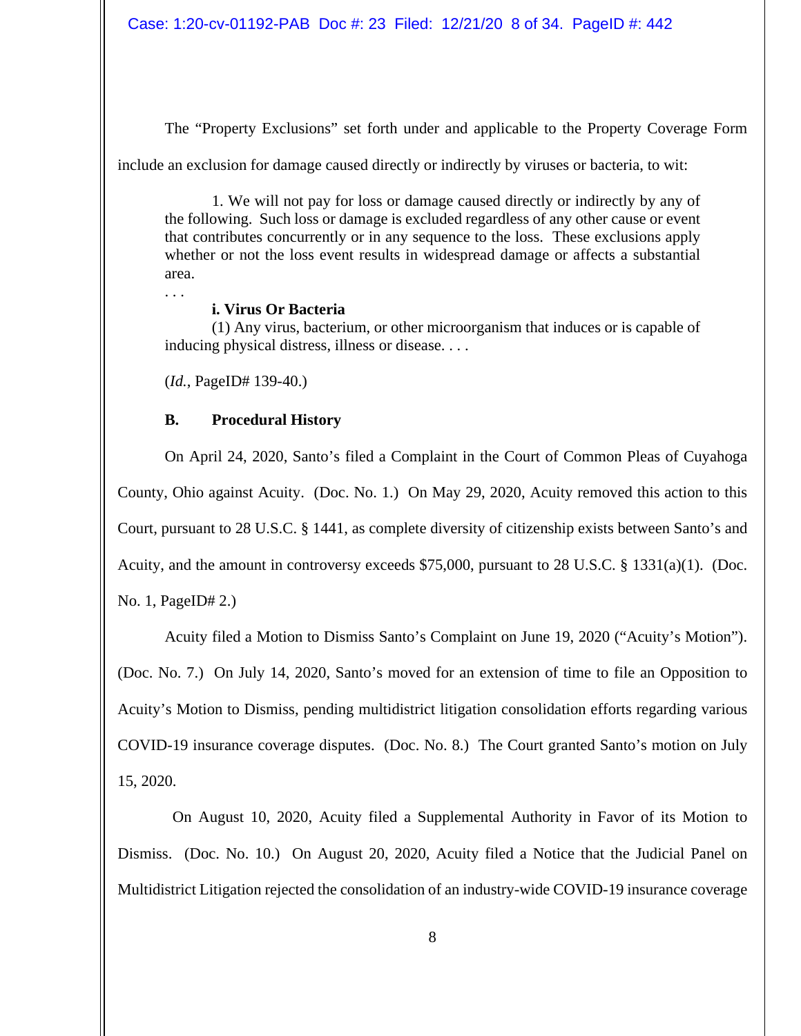The "Property Exclusions" set forth under and applicable to the Property Coverage Form include an exclusion for damage caused directly or indirectly by viruses or bacteria, to wit:

> 1. We will not pay for loss or damage caused directly or indirectly by any of the following. Such loss or damage is excluded regardless of any other cause or event that contributes concurrently or in any sequence to the loss. These exclusions apply whether or not the loss event results in widespread damage or affects a substantial area.
>
> . . .
>
> **i. Virus Or Bacteria**
>
> (1) Any virus, bacterium, or other microorganism that induces or is capable of inducing physical distress, illness or disease. . . .

(*Id.*, PageID# 139-40.)

**B. Procedural History**

On April 24, 2020, Santo's filed a Complaint in the Court of Common Pleas of Cuyahoga County, Ohio against Acuity. (Doc. No. 1.) On May 29, 2020, Acuity removed this action to this Court, pursuant to 28 U.S.C. § 1441, as complete diversity of citizenship exists between Santo's and Acuity, and the amount in controversy exceeds $75,000, pursuant to 28 U.S.C. § 1331(a)(1). (Doc. No. 1, PageID# 2.)

Acuity filed a Motion to Dismiss Santo's Complaint on June 19, 2020 ("Acuity's Motion"). (Doc. No. 7.) On July 14, 2020, Santo's moved for an extension of time to file an Opposition to Acuity's Motion to Dismiss, pending multidistrict litigation consolidation efforts regarding various COVID-19 insurance coverage disputes. (Doc. No. 8.) The Court granted Santo's motion on July 15, 2020.

On August 10, 2020, Acuity filed a Supplemental Authority in Favor of its Motion to Dismiss. (Doc. No. 10.) On August 20, 2020, Acuity filed a Notice that the Judicial Panel on Multidistrict Litigation rejected the consolidation of an industry-wide COVID-19 insurance coverage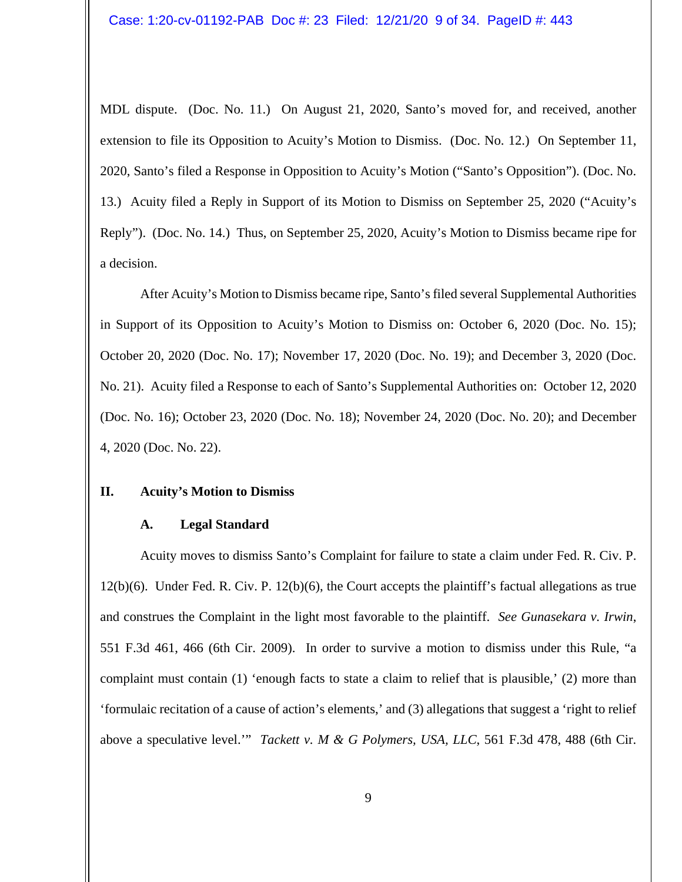MDL dispute. (Doc. No. 11.) On August 21, 2020, Santo's moved for, and received, another extension to file its Opposition to Acuity's Motion to Dismiss. (Doc. No. 12.) On September 11, 2020, Santo's filed a Response in Opposition to Acuity's Motion ("Santo's Opposition"). (Doc. No. 13.) Acuity filed a Reply in Support of its Motion to Dismiss on September 25, 2020 ("Acuity's Reply"). (Doc. No. 14.) Thus, on September 25, 2020, Acuity's Motion to Dismiss became ripe for a decision.

After Acuity's Motion to Dismiss became ripe, Santo's filed several Supplemental Authorities in Support of its Opposition to Acuity's Motion to Dismiss on: October 6, 2020 (Doc. No. 15); October 20, 2020 (Doc. No. 17); November 17, 2020 (Doc. No. 19); and December 3, 2020 (Doc. No. 21). Acuity filed a Response to each of Santo's Supplemental Authorities on: October 12, 2020 (Doc. No. 16); October 23, 2020 (Doc. No. 18); November 24, 2020 (Doc. No. 20); and December 4, 2020 (Doc. No. 22).

## II. Acuity's Motion to Dismiss

### A. Legal Standard

Acuity moves to dismiss Santo's Complaint for failure to state a claim under Fed. R. Civ. P. 12(b)(6). Under Fed. R. Civ. P. 12(b)(6), the Court accepts the plaintiff's factual allegations as true and construes the Complaint in the light most favorable to the plaintiff. *See Gunasekara v. Irwin*, 551 F.3d 461, 466 (6th Cir. 2009). In order to survive a motion to dismiss under this Rule, "a complaint must contain (1) 'enough facts to state a claim to relief that is plausible,' (2) more than 'formulaic recitation of a cause of action's elements,' and (3) allegations that suggest a 'right to relief above a speculative level.'" *Tackett v. M & G Polymers, USA, LLC*, 561 F.3d 478, 488 (6th Cir.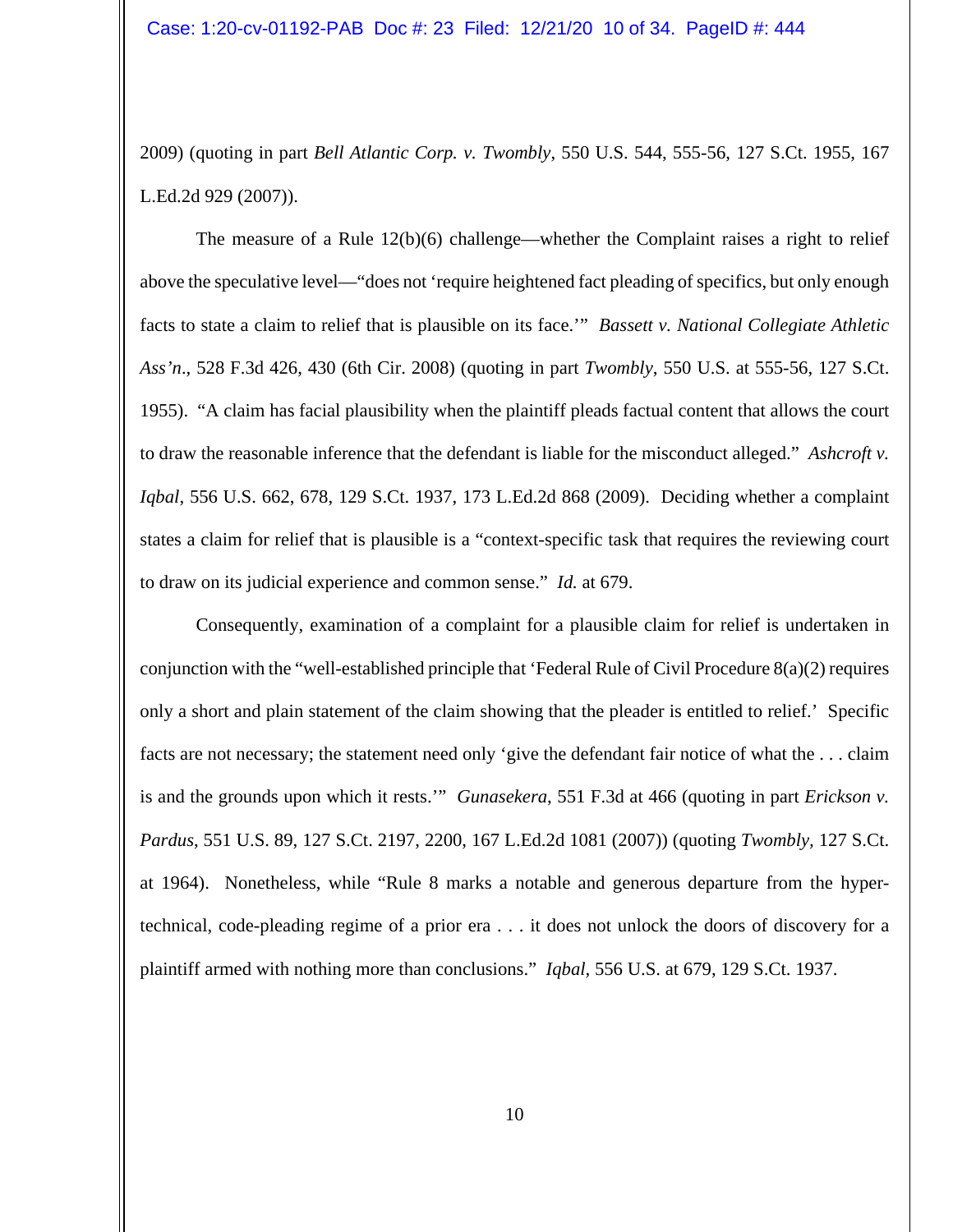2009) (quoting in part *Bell Atlantic Corp. v. Twombly*, 550 U.S. 544, 555-56, 127 S.Ct. 1955, 167 L.Ed.2d 929 (2007)).

The measure of a Rule 12(b)(6) challenge—whether the Complaint raises a right to relief above the speculative level—"does not 'require heightened fact pleading of specifics, but only enough facts to state a claim to relief that is plausible on its face.'" *Bassett v. National Collegiate Athletic Ass'n*., 528 F.3d 426, 430 (6th Cir. 2008) (quoting in part *Twombly*, 550 U.S. at 555-56, 127 S.Ct. 1955). "A claim has facial plausibility when the plaintiff pleads factual content that allows the court to draw the reasonable inference that the defendant is liable for the misconduct alleged." *Ashcroft v. Iqbal*, 556 U.S. 662, 678, 129 S.Ct. 1937, 173 L.Ed.2d 868 (2009). Deciding whether a complaint states a claim for relief that is plausible is a "context-specific task that requires the reviewing court to draw on its judicial experience and common sense." *Id.* at 679.

Consequently, examination of a complaint for a plausible claim for relief is undertaken in conjunction with the "well-established principle that 'Federal Rule of Civil Procedure 8(a)(2) requires only a short and plain statement of the claim showing that the pleader is entitled to relief.' Specific facts are not necessary; the statement need only 'give the defendant fair notice of what the . . . claim is and the grounds upon which it rests.'" *Gunasekera*, 551 F.3d at 466 (quoting in part *Erickson v. Pardus*, 551 U.S. 89, 127 S.Ct. 2197, 2200, 167 L.Ed.2d 1081 (2007)) (quoting *Twombly*, 127 S.Ct. at 1964). Nonetheless, while "Rule 8 marks a notable and generous departure from the hyper-technical, code-pleading regime of a prior era . . . it does not unlock the doors of discovery for a plaintiff armed with nothing more than conclusions." *Iqbal*, 556 U.S. at 679, 129 S.Ct. 1937.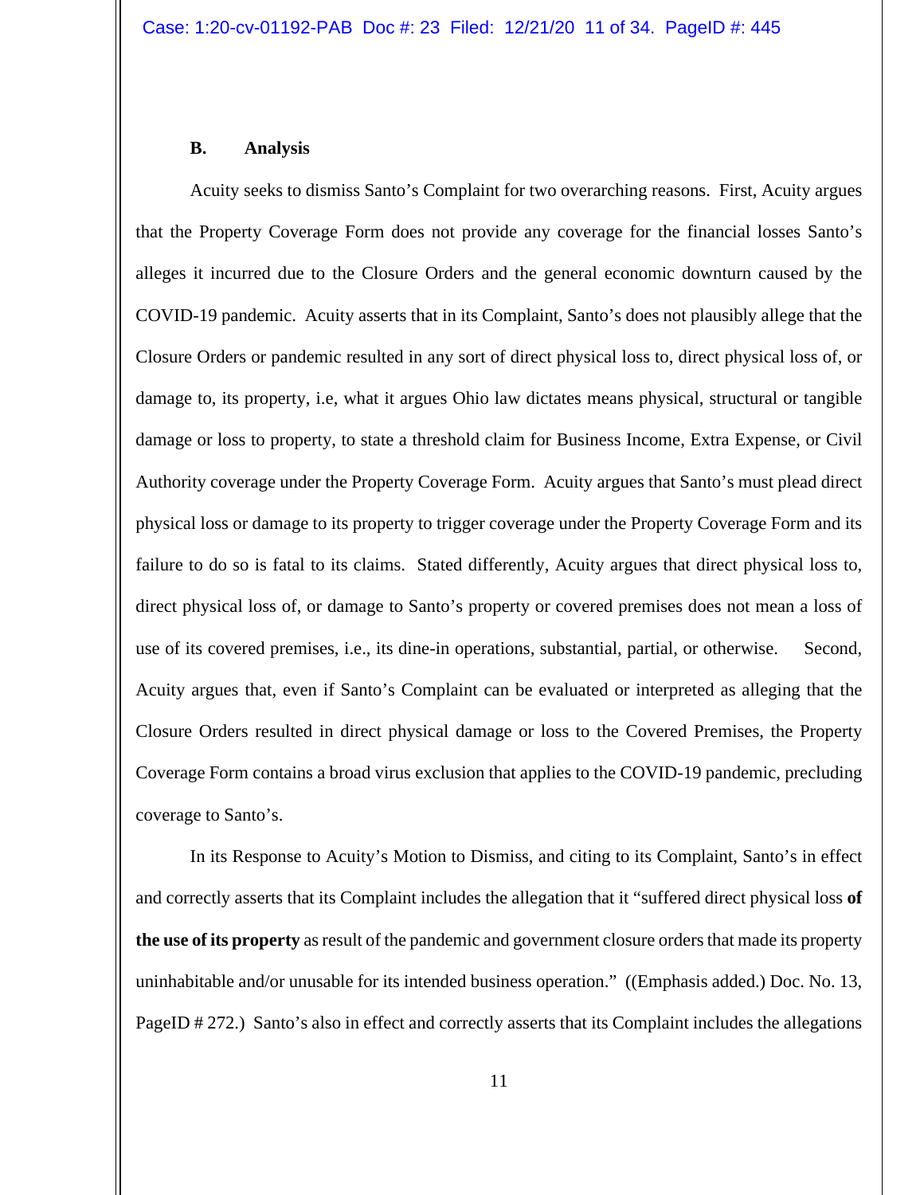### B. Analysis

Acuity seeks to dismiss Santo's Complaint for two overarching reasons. First, Acuity argues that the Property Coverage Form does not provide any coverage for the financial losses Santo's alleges it incurred due to the Closure Orders and the general economic downturn caused by the COVID-19 pandemic. Acuity asserts that in its Complaint, Santo's does not plausibly allege that the Closure Orders or pandemic resulted in any sort of direct physical loss to, direct physical loss of, or damage to, its property, i.e, what it argues Ohio law dictates means physical, structural or tangible damage or loss to property, to state a threshold claim for Business Income, Extra Expense, or Civil Authority coverage under the Property Coverage Form. Acuity argues that Santo's must plead direct physical loss or damage to its property to trigger coverage under the Property Coverage Form and its failure to do so is fatal to its claims. Stated differently, Acuity argues that direct physical loss to, direct physical loss of, or damage to Santo's property or covered premises does not mean a loss of use of its covered premises, i.e., its dine-in operations, substantial, partial, or otherwise. Second, Acuity argues that, even if Santo's Complaint can be evaluated or interpreted as alleging that the Closure Orders resulted in direct physical damage or loss to the Covered Premises, the Property Coverage Form contains a broad virus exclusion that applies to the COVID-19 pandemic, precluding coverage to Santo's.

In its Response to Acuity's Motion to Dismiss, and citing to its Complaint, Santo's in effect and correctly asserts that its Complaint includes the allegation that it "suffered direct physical loss **of the use of its property** as result of the pandemic and government closure orders that made its property uninhabitable and/or unusable for its intended business operation." ((Emphasis added.) Doc. No. 13, PageID # 272.) Santo's also in effect and correctly asserts that its Complaint includes the allegations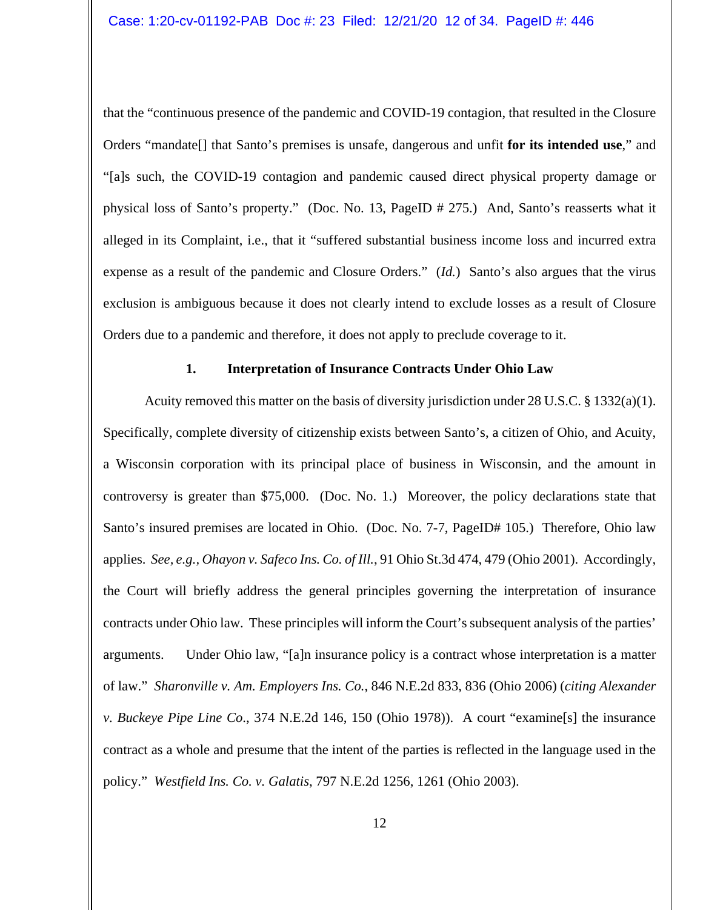that the "continuous presence of the pandemic and COVID-19 contagion, that resulted in the Closure Orders "mandate[] that Santo's premises is unsafe, dangerous and unfit **for its intended use**," and "[a]s such, the COVID-19 contagion and pandemic caused direct physical property damage or physical loss of Santo's property." (Doc. No. 13, PageID # 275.) And, Santo's reasserts what it alleged in its Complaint, i.e., that it "suffered substantial business income loss and incurred extra expense as a result of the pandemic and Closure Orders." (*Id.*) Santo's also argues that the virus exclusion is ambiguous because it does not clearly intend to exclude losses as a result of Closure Orders due to a pandemic and therefore, it does not apply to preclude coverage to it.

**1. Interpretation of Insurance Contracts Under Ohio Law**

Acuity removed this matter on the basis of diversity jurisdiction under 28 U.S.C. § 1332(a)(1). Specifically, complete diversity of citizenship exists between Santo's, a citizen of Ohio, and Acuity, a Wisconsin corporation with its principal place of business in Wisconsin, and the amount in controversy is greater than $75,000. (Doc. No. 1.) Moreover, the policy declarations state that Santo's insured premises are located in Ohio. (Doc. No. 7-7, PageID# 105.) Therefore, Ohio law applies. *See, e.g., Ohayon v. Safeco Ins. Co. of Ill.*, 91 Ohio St.3d 474, 479 (Ohio 2001). Accordingly, the Court will briefly address the general principles governing the interpretation of insurance contracts under Ohio law. These principles will inform the Court's subsequent analysis of the parties' arguments. Under Ohio law, "[a]n insurance policy is a contract whose interpretation is a matter of law." *Sharonville v. Am. Employers Ins. Co.*, 846 N.E.2d 833, 836 (Ohio 2006) (*citing Alexander v. Buckeye Pipe Line Co*., 374 N.E.2d 146, 150 (Ohio 1978)). A court "examine[s] the insurance contract as a whole and presume that the intent of the parties is reflected in the language used in the policy." *Westfield Ins. Co. v. Galatis*, 797 N.E.2d 1256, 1261 (Ohio 2003).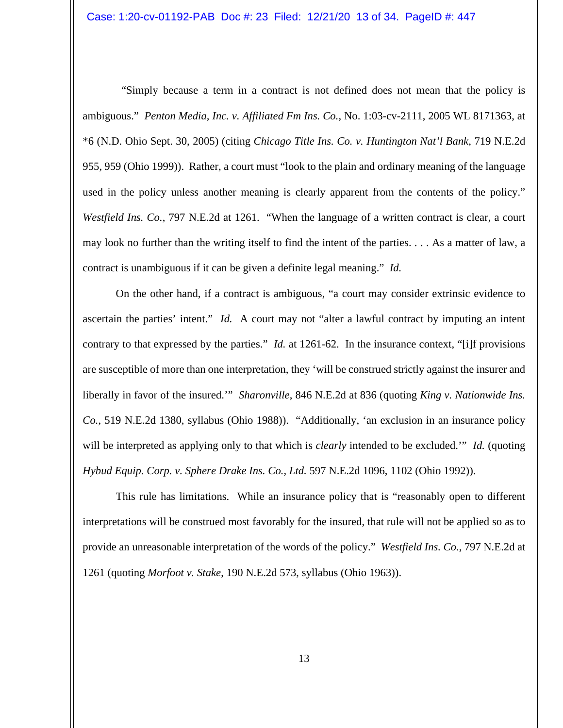"Simply because a term in a contract is not defined does not mean that the policy is ambiguous." *Penton Media, Inc. v. Affiliated Fm Ins. Co.*, No. 1:03-cv-2111, 2005 WL 8171363, at *6 (N.D. Ohio Sept. 30, 2005) (citing *Chicago Title Ins. Co. v. Huntington Nat'l Bank*, 719 N.E.2d 955, 959 (Ohio 1999)). Rather, a court must "look to the plain and ordinary meaning of the language used in the policy unless another meaning is clearly apparent from the contents of the policy." *Westfield Ins. Co.*, 797 N.E.2d at 1261. "When the language of a written contract is clear, a court may look no further than the writing itself to find the intent of the parties. . . . As a matter of law, a contract is unambiguous if it can be given a definite legal meaning." *Id.*

On the other hand, if a contract is ambiguous, "a court may consider extrinsic evidence to ascertain the parties' intent." *Id.* A court may not "alter a lawful contract by imputing an intent contrary to that expressed by the parties." *Id.* at 1261-62. In the insurance context, "[i]f provisions are susceptible of more than one interpretation, they 'will be construed strictly against the insurer and liberally in favor of the insured.'" *Sharonville*, 846 N.E.2d at 836 (quoting *King v. Nationwide Ins. Co.*, 519 N.E.2d 1380, syllabus (Ohio 1988)). "Additionally, 'an exclusion in an insurance policy will be interpreted as applying only to that which is *clearly* intended to be excluded.'" *Id.* (quoting *Hybud Equip. Corp. v. Sphere Drake Ins. Co., Ltd.* 597 N.E.2d 1096, 1102 (Ohio 1992)).

This rule has limitations. While an insurance policy that is "reasonably open to different interpretations will be construed most favorably for the insured, that rule will not be applied so as to provide an unreasonable interpretation of the words of the policy." *Westfield Ins. Co.*, 797 N.E.2d at 1261 (quoting *Morfoot v. Stake*, 190 N.E.2d 573, syllabus (Ohio 1963)).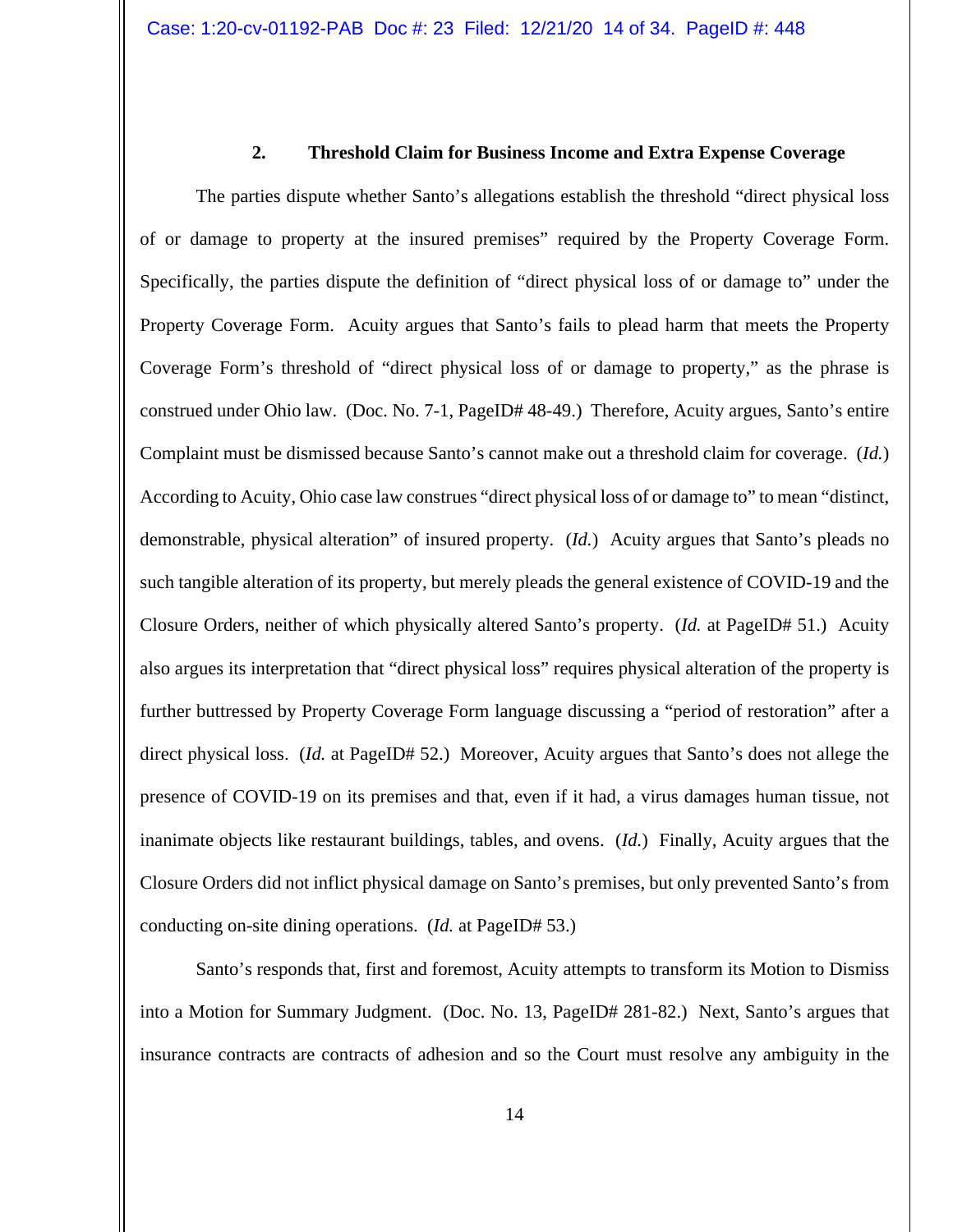### 2. Threshold Claim for Business Income and Extra Expense Coverage

The parties dispute whether Santo's allegations establish the threshold "direct physical loss of or damage to property at the insured premises" required by the Property Coverage Form. Specifically, the parties dispute the definition of "direct physical loss of or damage to" under the Property Coverage Form. Acuity argues that Santo's fails to plead harm that meets the Property Coverage Form's threshold of "direct physical loss of or damage to property," as the phrase is construed under Ohio law. (Doc. No. 7-1, PageID# 48-49.) Therefore, Acuity argues, Santo's entire Complaint must be dismissed because Santo's cannot make out a threshold claim for coverage. (*Id.*) According to Acuity, Ohio case law construes "direct physical loss of or damage to" to mean "distinct, demonstrable, physical alteration" of insured property. (*Id.*) Acuity argues that Santo's pleads no such tangible alteration of its property, but merely pleads the general existence of COVID-19 and the Closure Orders, neither of which physically altered Santo's property. (*Id.* at PageID# 51.) Acuity also argues its interpretation that "direct physical loss" requires physical alteration of the property is further buttressed by Property Coverage Form language discussing a "period of restoration" after a direct physical loss. (*Id.* at PageID# 52.) Moreover, Acuity argues that Santo's does not allege the presence of COVID-19 on its premises and that, even if it had, a virus damages human tissue, not inanimate objects like restaurant buildings, tables, and ovens. (*Id.*) Finally, Acuity argues that the Closure Orders did not inflict physical damage on Santo's premises, but only prevented Santo's from conducting on-site dining operations. (*Id.* at PageID# 53.)

Santo's responds that, first and foremost, Acuity attempts to transform its Motion to Dismiss into a Motion for Summary Judgment. (Doc. No. 13, PageID# 281-82.) Next, Santo's argues that insurance contracts are contracts of adhesion and so the Court must resolve any ambiguity in the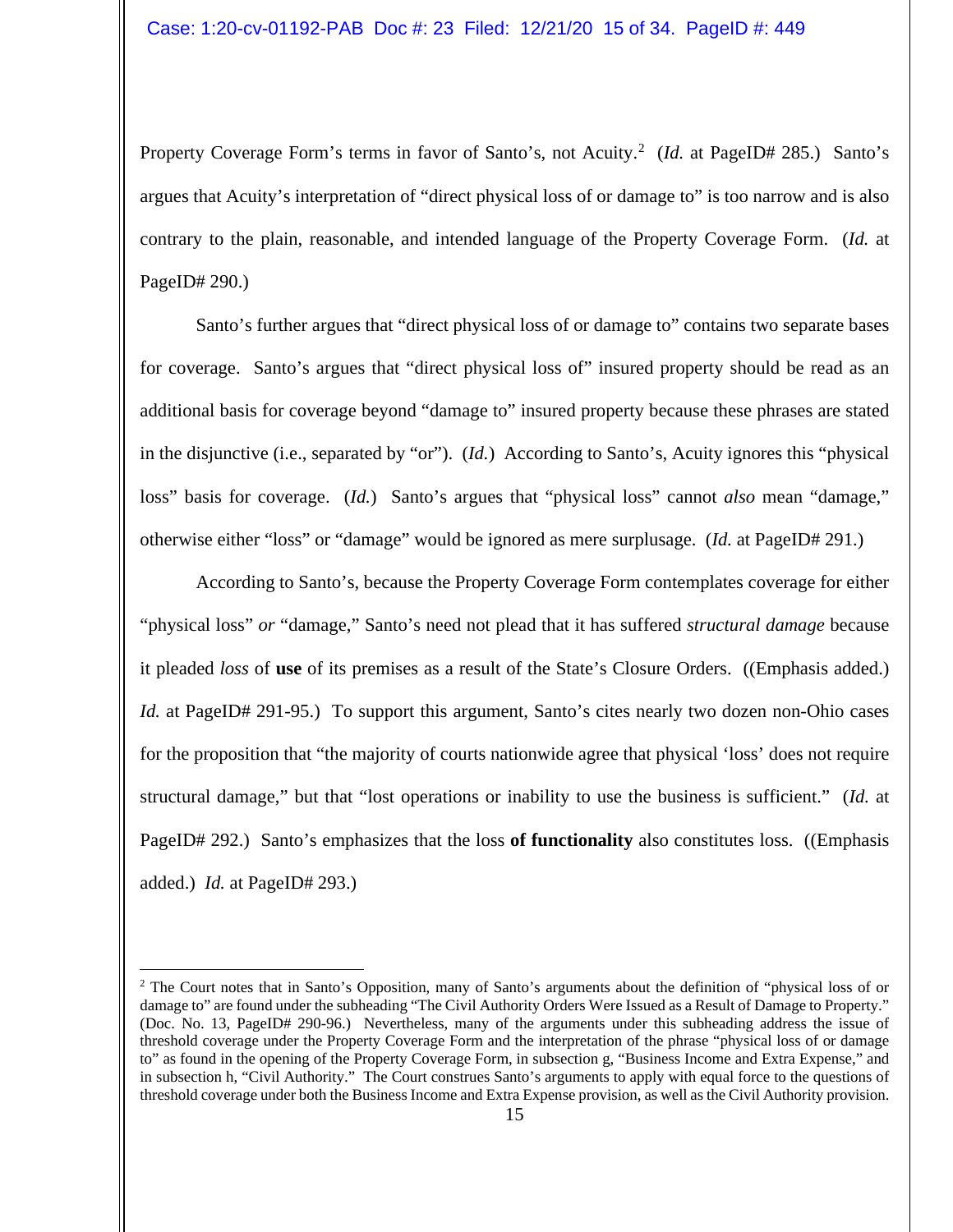Property Coverage Form's terms in favor of Santo's, not Acuity.[2] (*Id.* at PageID# 285.) Santo's argues that Acuity's interpretation of "direct physical loss of or damage to" is too narrow and is also contrary to the plain, reasonable, and intended language of the Property Coverage Form. (*Id.* at PageID# 290.)

Santo's further argues that "direct physical loss of or damage to" contains two separate bases for coverage. Santo's argues that "direct physical loss of" insured property should be read as an additional basis for coverage beyond "damage to" insured property because these phrases are stated in the disjunctive (i.e., separated by "or"). (*Id.*) According to Santo's, Acuity ignores this "physical loss" basis for coverage. (*Id.*) Santo's argues that "physical loss" cannot *also* mean "damage," otherwise either "loss" or "damage" would be ignored as mere surplusage. (*Id.* at PageID# 291.)

According to Santo's, because the Property Coverage Form contemplates coverage for either "physical loss" *or* "damage," Santo's need not plead that it has suffered *structural damage* because it pleaded *loss* of **use** of its premises as a result of the State's Closure Orders. ((Emphasis added.) *Id.* at PageID# 291-95.) To support this argument, Santo's cites nearly two dozen non-Ohio cases for the proposition that "the majority of courts nationwide agree that physical 'loss' does not require structural damage," but that "lost operations or inability to use the business is sufficient." (*Id.* at PageID# 292.) Santo's emphasizes that the loss **of functionality** also constitutes loss. ((Emphasis added.) *Id.* at PageID# 293.)

---

[2] The Court notes that in Santo's Opposition, many of Santo's arguments about the definition of "physical loss of or damage to" are found under the subheading "The Civil Authority Orders Were Issued as a Result of Damage to Property." (Doc. No. 13, PageID# 290-96.) Nevertheless, many of the arguments under this subheading address the issue of threshold coverage under the Property Coverage Form and the interpretation of the phrase "physical loss of or damage to" as found in the opening of the Property Coverage Form, in subsection g, "Business Income and Extra Expense," and in subsection h, "Civil Authority." The Court construes Santo's arguments to apply with equal force to the questions of threshold coverage under both the Business Income and Extra Expense provision, as well as the Civil Authority provision.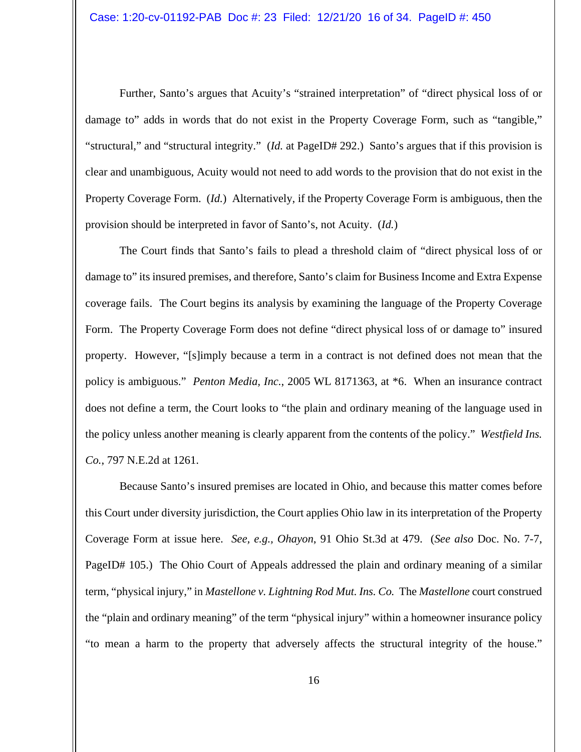Further, Santo's argues that Acuity's "strained interpretation" of "direct physical loss of or damage to" adds in words that do not exist in the Property Coverage Form, such as "tangible," "structural," and "structural integrity." (*Id.* at PageID# 292.) Santo's argues that if this provision is clear and unambiguous, Acuity would not need to add words to the provision that do not exist in the Property Coverage Form. (*Id.*) Alternatively, if the Property Coverage Form is ambiguous, then the provision should be interpreted in favor of Santo's, not Acuity. (*Id.*)

The Court finds that Santo's fails to plead a threshold claim of "direct physical loss of or damage to" its insured premises, and therefore, Santo's claim for Business Income and Extra Expense coverage fails. The Court begins its analysis by examining the language of the Property Coverage Form. The Property Coverage Form does not define "direct physical loss of or damage to" insured property. However, "[s]imply because a term in a contract is not defined does not mean that the policy is ambiguous." *Penton Media, Inc.*, 2005 WL 8171363, at *6. When an insurance contract does not define a term, the Court looks to "the plain and ordinary meaning of the language used in the policy unless another meaning is clearly apparent from the contents of the policy." *Westfield Ins. Co.*, 797 N.E.2d at 1261.

Because Santo's insured premises are located in Ohio, and because this matter comes before this Court under diversity jurisdiction, the Court applies Ohio law in its interpretation of the Property Coverage Form at issue here. *See, e.g., Ohayon*, 91 Ohio St.3d at 479. (*See also* Doc. No. 7-7, PageID# 105.) The Ohio Court of Appeals addressed the plain and ordinary meaning of a similar term, "physical injury," in *Mastellone v. Lightning Rod Mut. Ins. Co.* The *Mastellone* court construed the "plain and ordinary meaning" of the term "physical injury" within a homeowner insurance policy "to mean a harm to the property that adversely affects the structural integrity of the house."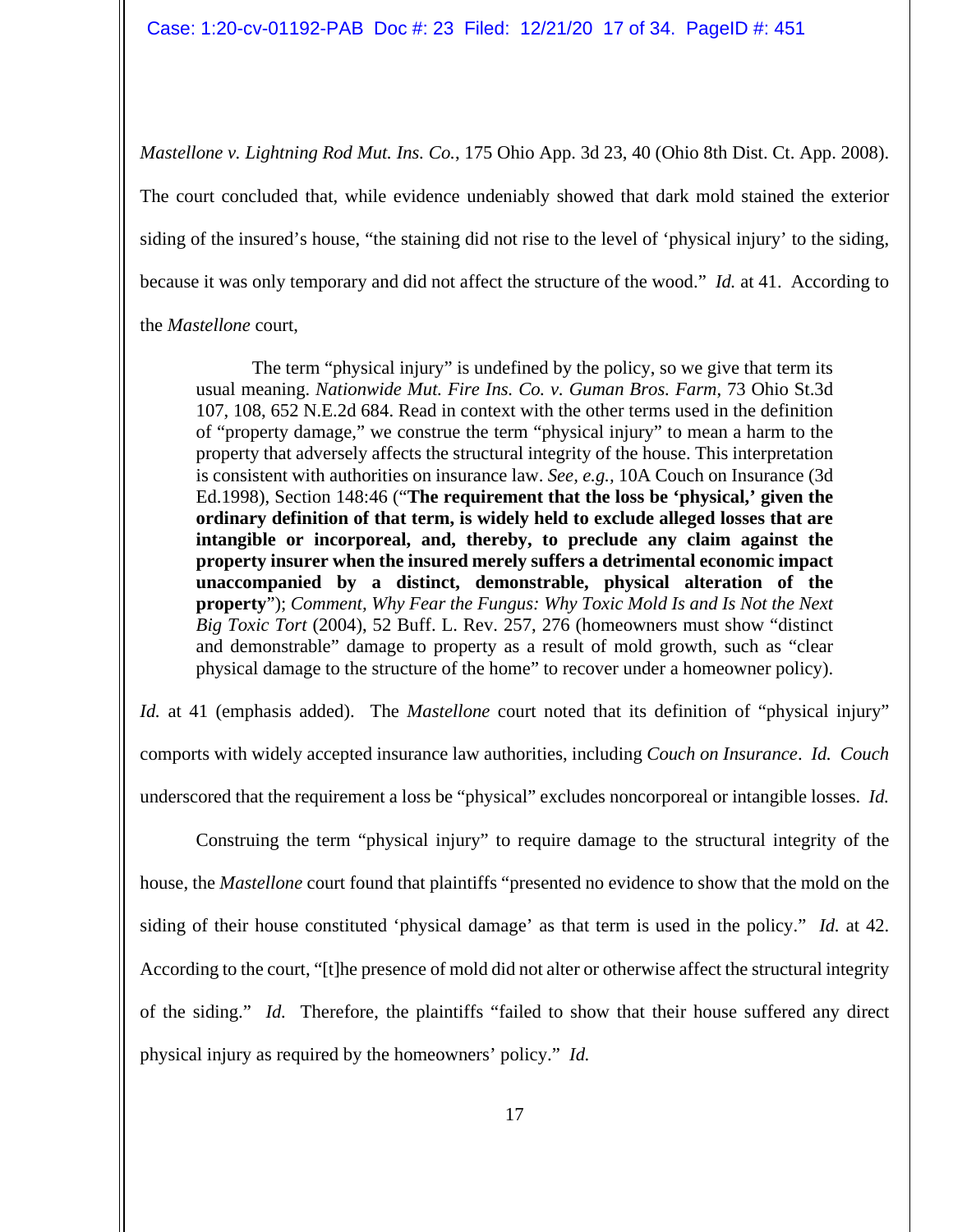*Mastellone v. Lightning Rod Mut. Ins. Co.*, 175 Ohio App. 3d 23, 40 (Ohio 8th Dist. Ct. App. 2008). The court concluded that, while evidence undeniably showed that dark mold stained the exterior siding of the insured's house, "the staining did not rise to the level of 'physical injury' to the siding, because it was only temporary and did not affect the structure of the wood." *Id.* at 41. According to the *Mastellone* court,

> The term "physical injury" is undefined by the policy, so we give that term its usual meaning. *Nationwide Mut. Fire Ins. Co. v. Guman Bros. Farm*, 73 Ohio St.3d 107, 108, 652 N.E.2d 684. Read in context with the other terms used in the definition of "property damage," we construe the term "physical injury" to mean a harm to the property that adversely affects the structural integrity of the house. This interpretation is consistent with authorities on insurance law. *See, e.g.*, 10A Couch on Insurance (3d Ed.1998), Section 148:46 ("**The requirement that the loss be 'physical,' given the ordinary definition of that term, is widely held to exclude alleged losses that are intangible or incorporeal, and, thereby, to preclude any claim against the property insurer when the insured merely suffers a detrimental economic impact unaccompanied by a distinct, demonstrable, physical alteration of the property**"); *Comment, Why Fear the Fungus: Why Toxic Mold Is and Is Not the Next Big Toxic Tort* (2004), 52 Buff. L. Rev. 257, 276 (homeowners must show "distinct and demonstrable" damage to property as a result of mold growth, such as "clear physical damage to the structure of the home" to recover under a homeowner policy).

*Id.* at 41 (emphasis added). The *Mastellone* court noted that its definition of "physical injury" comports with widely accepted insurance law authorities, including *Couch on Insurance*. *Id.* *Couch* underscored that the requirement a loss be "physical" excludes noncorporeal or intangible losses. *Id.*

Construing the term "physical injury" to require damage to the structural integrity of the house, the *Mastellone* court found that plaintiffs "presented no evidence to show that the mold on the siding of their house constituted 'physical damage' as that term is used in the policy." *Id.* at 42. According to the court, "[t]he presence of mold did not alter or otherwise affect the structural integrity of the siding." *Id.* Therefore, the plaintiffs "failed to show that their house suffered any direct physical injury as required by the homeowners' policy." *Id.*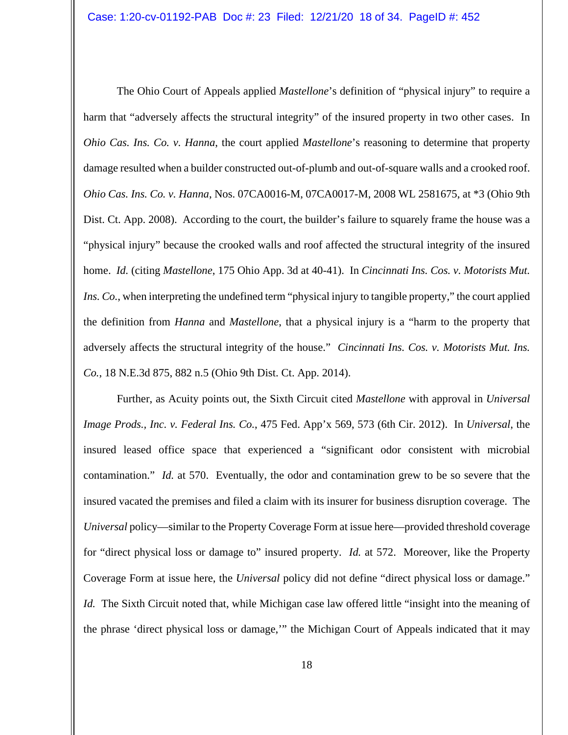The Ohio Court of Appeals applied *Mastellone*'s definition of "physical injury" to require a harm that "adversely affects the structural integrity" of the insured property in two other cases. In *Ohio Cas. Ins. Co. v. Hanna*, the court applied *Mastellone*'s reasoning to determine that property damage resulted when a builder constructed out-of-plumb and out-of-square walls and a crooked roof. *Ohio Cas. Ins. Co. v. Hanna*, Nos. 07CA0016-M, 07CA0017-M, 2008 WL 2581675, at *3 (Ohio 9th Dist. Ct. App. 2008). According to the court, the builder's failure to squarely frame the house was a "physical injury" because the crooked walls and roof affected the structural integrity of the insured home. *Id.* (citing *Mastellone*, 175 Ohio App. 3d at 40-41). In *Cincinnati Ins. Cos. v. Motorists Mut. Ins. Co.*, when interpreting the undefined term "physical injury to tangible property," the court applied the definition from *Hanna* and *Mastellone*, that a physical injury is a "harm to the property that adversely affects the structural integrity of the house." *Cincinnati Ins. Cos. v. Motorists Mut. Ins. Co.*, 18 N.E.3d 875, 882 n.5 (Ohio 9th Dist. Ct. App. 2014).

Further, as Acuity points out, the Sixth Circuit cited *Mastellone* with approval in *Universal Image Prods., Inc. v. Federal Ins. Co.*, 475 Fed. App'x 569, 573 (6th Cir. 2012). In *Universal*, the insured leased office space that experienced a "significant odor consistent with microbial contamination." *Id.* at 570. Eventually, the odor and contamination grew to be so severe that the insured vacated the premises and filed a claim with its insurer for business disruption coverage. The *Universal* policy—similar to the Property Coverage Form at issue here—provided threshold coverage for "direct physical loss or damage to" insured property. *Id.* at 572. Moreover, like the Property Coverage Form at issue here, the *Universal* policy did not define "direct physical loss or damage." *Id.* The Sixth Circuit noted that, while Michigan case law offered little "insight into the meaning of the phrase 'direct physical loss or damage,'" the Michigan Court of Appeals indicated that it may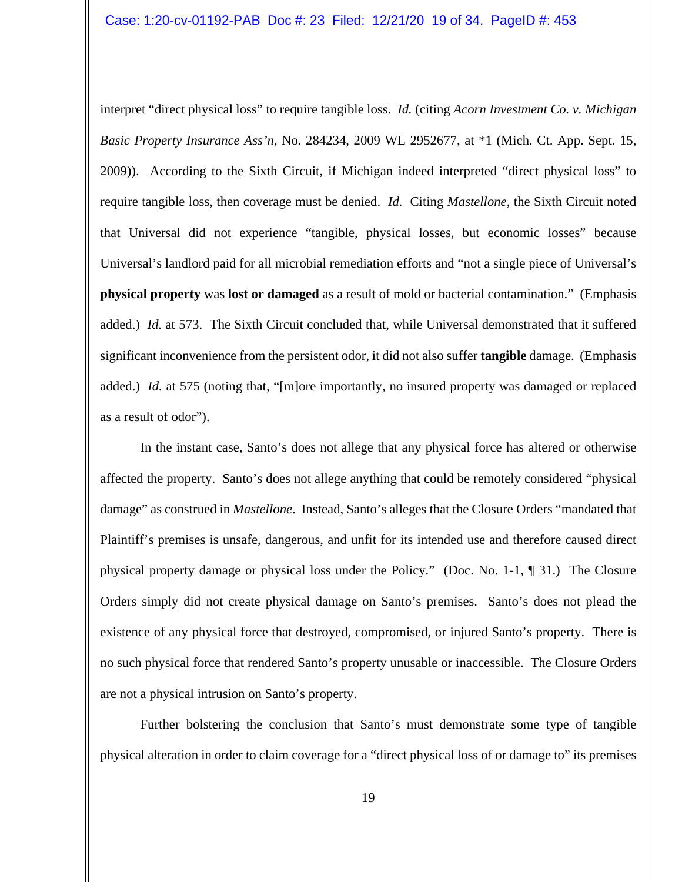interpret "direct physical loss" to require tangible loss. *Id.* (citing *Acorn Investment Co. v. Michigan Basic Property Insurance Ass'n*, No. 284234, 2009 WL 2952677, at *1 (Mich. Ct. App. Sept. 15, 2009)). According to the Sixth Circuit, if Michigan indeed interpreted "direct physical loss" to require tangible loss, then coverage must be denied. *Id.* Citing *Mastellone*, the Sixth Circuit noted that Universal did not experience "tangible, physical losses, but economic losses" because Universal's landlord paid for all microbial remediation efforts and "not a single piece of Universal's **physical property** was **lost or damaged** as a result of mold or bacterial contamination." (Emphasis added.) *Id.* at 573. The Sixth Circuit concluded that, while Universal demonstrated that it suffered significant inconvenience from the persistent odor, it did not also suffer **tangible** damage. (Emphasis added.) *Id.* at 575 (noting that, "[m]ore importantly, no insured property was damaged or replaced as a result of odor").

In the instant case, Santo's does not allege that any physical force has altered or otherwise affected the property. Santo's does not allege anything that could be remotely considered "physical damage" as construed in *Mastellone*. Instead, Santo's alleges that the Closure Orders "mandated that Plaintiff's premises is unsafe, dangerous, and unfit for its intended use and therefore caused direct physical property damage or physical loss under the Policy." (Doc. No. 1-1, ¶ 31.) The Closure Orders simply did not create physical damage on Santo's premises. Santo's does not plead the existence of any physical force that destroyed, compromised, or injured Santo's property. There is no such physical force that rendered Santo's property unusable or inaccessible. The Closure Orders are not a physical intrusion on Santo's property.

Further bolstering the conclusion that Santo's must demonstrate some type of tangible physical alteration in order to claim coverage for a "direct physical loss of or damage to" its premises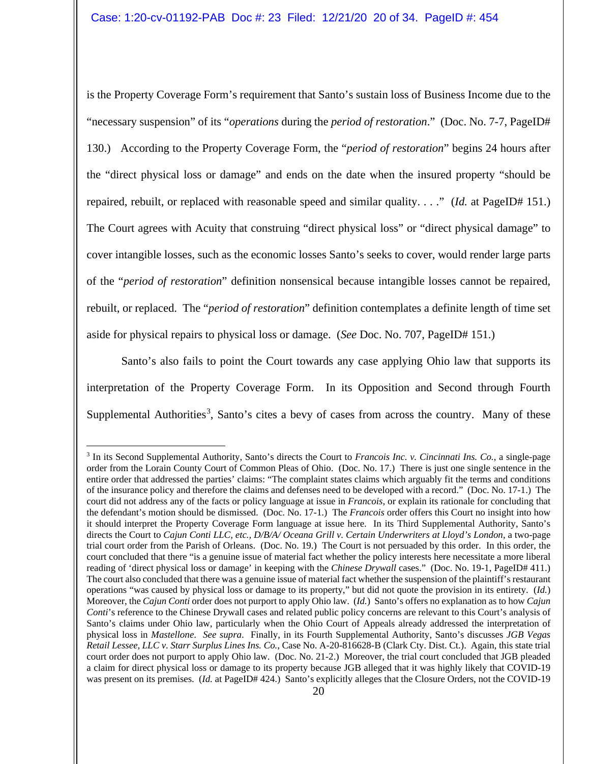is the Property Coverage Form's requirement that Santo's sustain loss of Business Income due to the "necessary suspension" of its "*operations* during the *period of restoration*." (Doc. No. 7-7, PageID# 130.) According to the Property Coverage Form, the "*period of restoration*" begins 24 hours after the "direct physical loss or damage" and ends on the date when the insured property "should be repaired, rebuilt, or replaced with reasonable speed and similar quality. . . ." (*Id.* at PageID# 151.) The Court agrees with Acuity that construing "direct physical loss" or "direct physical damage" to cover intangible losses, such as the economic losses Santo's seeks to cover, would render large parts of the "*period of restoration*" definition nonsensical because intangible losses cannot be repaired, rebuilt, or replaced. The "*period of restoration*" definition contemplates a definite length of time set aside for physical repairs to physical loss or damage. (*See* Doc. No. 707, PageID# 151.)

Santo's also fails to point the Court towards any case applying Ohio law that supports its interpretation of the Property Coverage Form. In its Opposition and Second through Fourth Supplemental Authorities[3], Santo's cites a bevy of cases from across the country. Many of these

---

[3] In its Second Supplemental Authority, Santo's directs the Court to *Francois Inc. v. Cincinnati Ins. Co.*, a single-page order from the Lorain County Court of Common Pleas of Ohio. (Doc. No. 17.) There is just one single sentence in the entire order that addressed the parties' claims: "The complaint states claims which arguably fit the terms and conditions of the insurance policy and therefore the claims and defenses need to be developed with a record." (Doc. No. 17-1.) The court did not address any of the facts or policy language at issue in *Francois*, or explain its rationale for concluding that the defendant's motion should be dismissed. (Doc. No. 17-1.) The *Francois* order offers this Court no insight into how it should interpret the Property Coverage Form language at issue here. In its Third Supplemental Authority, Santo's directs the Court to *Cajun Conti LLC, etc., D/B/A/ Oceana Grill v. Certain Underwriters at Lloyd's London*, a two-page trial court order from the Parish of Orleans. (Doc. No. 19.) The Court is not persuaded by this order. In this order, the court concluded that there "is a genuine issue of material fact whether the policy interests here necessitate a more liberal reading of 'direct physical loss or damage' in keeping with the *Chinese Drywall* cases." (Doc. No. 19-1, PageID# 411.) The court also concluded that there was a genuine issue of material fact whether the suspension of the plaintiff's restaurant operations "was caused by physical loss or damage to its property," but did not quote the provision in its entirety. (*Id.*) Moreover, the *Cajun Conti* order does not purport to apply Ohio law. (*Id.*) Santo's offers no explanation as to how *Cajun Conti*'s reference to the Chinese Drywall cases and related public policy concerns are relevant to this Court's analysis of Santo's claims under Ohio law, particularly when the Ohio Court of Appeals already addressed the interpretation of physical loss in *Mastellone*. *See supra*. Finally, in its Fourth Supplemental Authority, Santo's discusses *JGB Vegas Retail Lessee, LLC v. Starr Surplus Lines Ins. Co.*, Case No. A-20-816628-B (Clark Cty. Dist. Ct.). Again, this state trial court order does not purport to apply Ohio law. (Doc. No. 21-2.) Moreover, the trial court concluded that JGB pleaded a claim for direct physical loss or damage to its property because JGB alleged that it was highly likely that COVID-19 was present on its premises. (*Id.* at PageID# 424.) Santo's explicitly alleges that the Closure Orders, not the COVID-19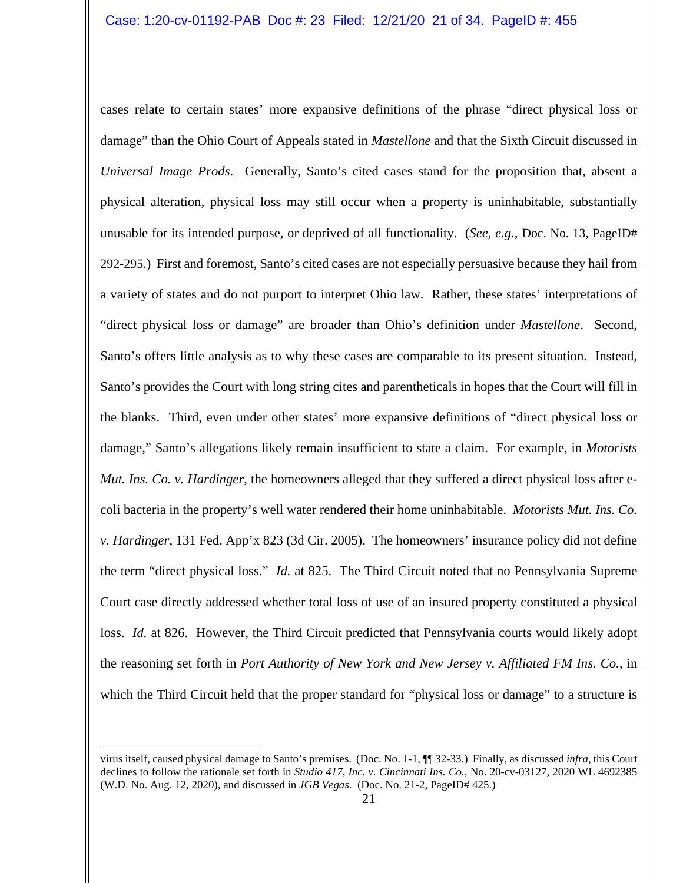cases relate to certain states' more expansive definitions of the phrase "direct physical loss or damage" than the Ohio Court of Appeals stated in *Mastellone* and that the Sixth Circuit discussed in *Universal Image Prods*. Generally, Santo's cited cases stand for the proposition that, absent a physical alteration, physical loss may still occur when a property is uninhabitable, substantially unusable for its intended purpose, or deprived of all functionality. (*See, e.g.*, Doc. No. 13, PageID# 292-295.) First and foremost, Santo's cited cases are not especially persuasive because they hail from a variety of states and do not purport to interpret Ohio law. Rather, these states' interpretations of "direct physical loss or damage" are broader than Ohio's definition under *Mastellone*. Second, Santo's offers little analysis as to why these cases are comparable to its present situation. Instead, Santo's provides the Court with long string cites and parentheticals in hopes that the Court will fill in the blanks. Third, even under other states' more expansive definitions of "direct physical loss or damage," Santo's allegations likely remain insufficient to state a claim. For example, in *Motorists Mut. Ins. Co. v. Hardinger*, the homeowners alleged that they suffered a direct physical loss after e-coli bacteria in the property's well water rendered their home uninhabitable. *Motorists Mut. Ins. Co. v. Hardinger*, 131 Fed. App'x 823 (3d Cir. 2005). The homeowners' insurance policy did not define the term "direct physical loss." *Id.* at 825. The Third Circuit noted that no Pennsylvania Supreme Court case directly addressed whether total loss of use of an insured property constituted a physical loss. *Id.* at 826. However, the Third Circuit predicted that Pennsylvania courts would likely adopt the reasoning set forth in *Port Authority of New York and New Jersey v. Affiliated FM Ins. Co.*, in which the Third Circuit held that the proper standard for "physical loss or damage" to a structure is

---

virus itself, caused physical damage to Santo's premises. (Doc. No. 1-1, ¶¶ 32-33.) Finally, as discussed *infra*, this Court declines to follow the rationale set forth in *Studio 417, Inc. v. Cincinnati Ins. Co.*, No. 20-cv-03127, 2020 WL 4692385 (W.D. No. Aug. 12, 2020), and discussed in *JGB Vegas*. (Doc. No. 21-2, PageID# 425.)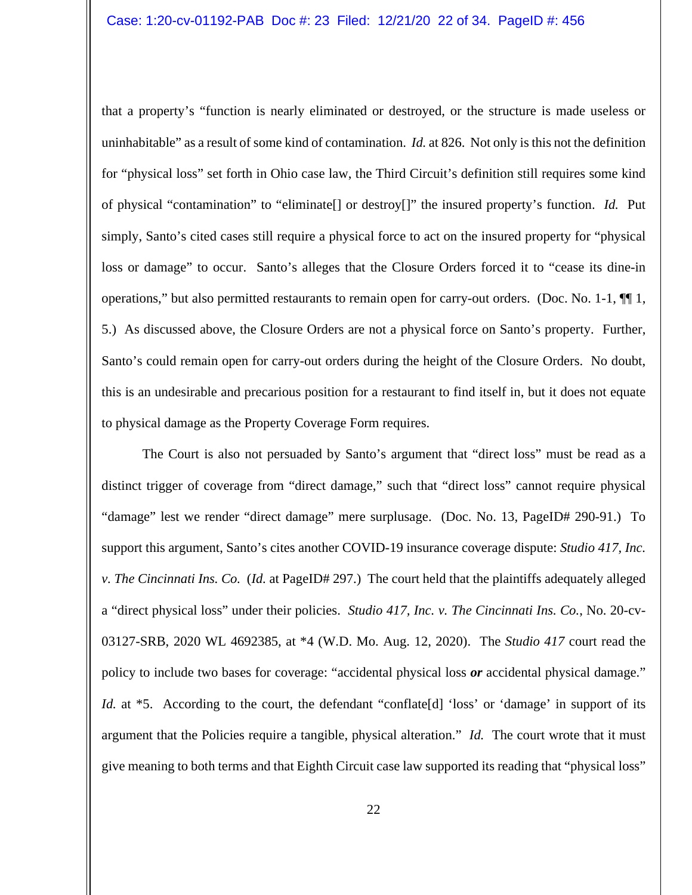that a property's "function is nearly eliminated or destroyed, or the structure is made useless or uninhabitable" as a result of some kind of contamination. *Id.* at 826. Not only is this not the definition for "physical loss" set forth in Ohio case law, the Third Circuit's definition still requires some kind of physical "contamination" to "eliminate[] or destroy[]" the insured property's function. *Id.* Put simply, Santo's cited cases still require a physical force to act on the insured property for "physical loss or damage" to occur. Santo's alleges that the Closure Orders forced it to "cease its dine-in operations," but also permitted restaurants to remain open for carry-out orders. (Doc. No. 1-1, ¶¶ 1, 5.) As discussed above, the Closure Orders are not a physical force on Santo's property. Further, Santo's could remain open for carry-out orders during the height of the Closure Orders. No doubt, this is an undesirable and precarious position for a restaurant to find itself in, but it does not equate to physical damage as the Property Coverage Form requires.

The Court is also not persuaded by Santo's argument that "direct loss" must be read as a distinct trigger of coverage from "direct damage," such that "direct loss" cannot require physical "damage" lest we render "direct damage" mere surplusage. (Doc. No. 13, PageID# 290-91.) To support this argument, Santo's cites another COVID-19 insurance coverage dispute: *Studio 417, Inc. v. The Cincinnati Ins. Co.* (*Id.* at PageID# 297.) The court held that the plaintiffs adequately alleged a "direct physical loss" under their policies. *Studio 417, Inc. v. The Cincinnati Ins. Co.*, No. 20-cv-03127-SRB, 2020 WL 4692385, at *4 (W.D. Mo. Aug. 12, 2020). The *Studio 417* court read the policy to include two bases for coverage: "accidental physical loss ***or*** accidental physical damage." *Id.* at *5. According to the court, the defendant "conflate[d] 'loss' or 'damage' in support of its argument that the Policies require a tangible, physical alteration." *Id.* The court wrote that it must give meaning to both terms and that Eighth Circuit case law supported its reading that "physical loss"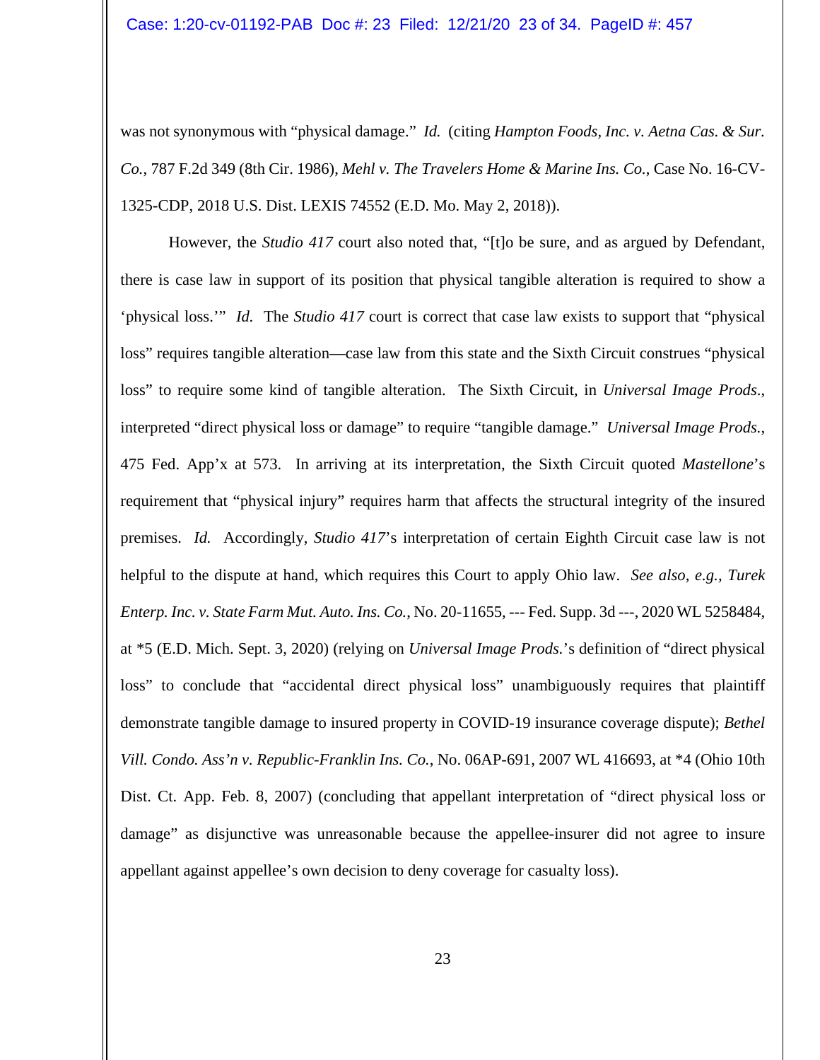was not synonymous with "physical damage." *Id.* (citing *Hampton Foods, Inc. v. Aetna Cas. & Sur. Co.*, 787 F.2d 349 (8th Cir. 1986), *Mehl v. The Travelers Home & Marine Ins. Co.*, Case No. 16-CV-1325-CDP, 2018 U.S. Dist. LEXIS 74552 (E.D. Mo. May 2, 2018)).

However, the *Studio 417* court also noted that, "[t]o be sure, and as argued by Defendant, there is case law in support of its position that physical tangible alteration is required to show a 'physical loss.'" *Id.* The *Studio 417* court is correct that case law exists to support that "physical loss" requires tangible alteration—case law from this state and the Sixth Circuit construes "physical loss" to require some kind of tangible alteration. The Sixth Circuit, in *Universal Image Prods.*, interpreted "direct physical loss or damage" to require "tangible damage." *Universal Image Prods.*, 475 Fed. App'x at 573. In arriving at its interpretation, the Sixth Circuit quoted *Mastellone*'s requirement that "physical injury" requires harm that affects the structural integrity of the insured premises. *Id.* Accordingly, *Studio 417*'s interpretation of certain Eighth Circuit case law is not helpful to the dispute at hand, which requires this Court to apply Ohio law. *See also, e.g.*, *Turek Enterp. Inc. v. State Farm Mut. Auto. Ins. Co.*, No. 20-11655, --- Fed. Supp. 3d ---, 2020 WL 5258484, at *5 (E.D. Mich. Sept. 3, 2020) (relying on *Universal Image Prods.*'s definition of "direct physical loss" to conclude that "accidental direct physical loss" unambiguously requires that plaintiff demonstrate tangible damage to insured property in COVID-19 insurance coverage dispute); *Bethel Vill. Condo. Ass'n v. Republic-Franklin Ins. Co.*, No. 06AP-691, 2007 WL 416693, at *4 (Ohio 10th Dist. Ct. App. Feb. 8, 2007) (concluding that appellant interpretation of "direct physical loss or damage" as disjunctive was unreasonable because the appellee-insurer did not agree to insure appellant against appellee's own decision to deny coverage for casualty loss).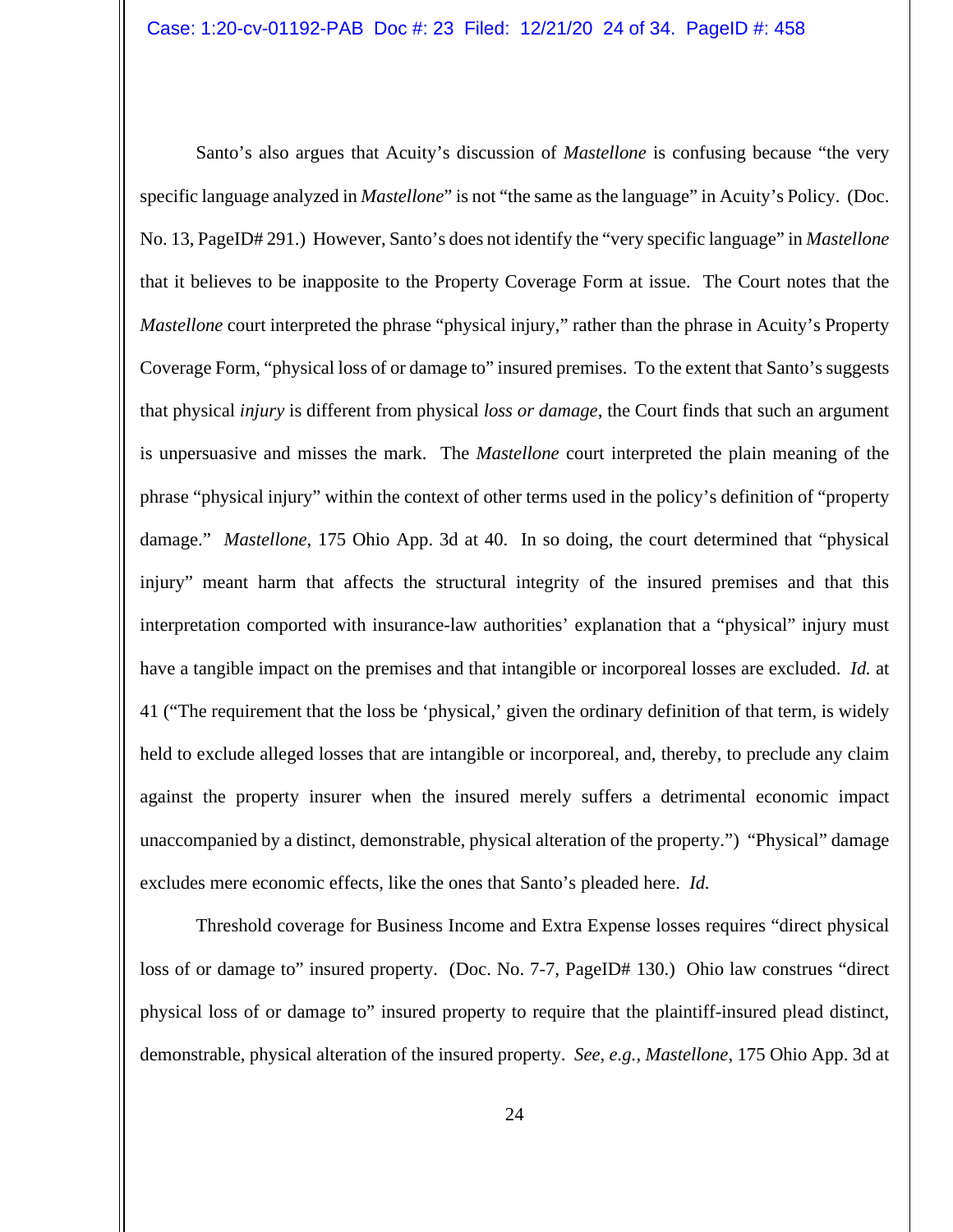Santo's also argues that Acuity's discussion of *Mastellone* is confusing because "the very specific language analyzed in *Mastellone*" is not "the same as the language" in Acuity's Policy. (Doc. No. 13, PageID# 291.) However, Santo's does not identify the "very specific language" in *Mastellone* that it believes to be inapposite to the Property Coverage Form at issue. The Court notes that the *Mastellone* court interpreted the phrase "physical injury," rather than the phrase in Acuity's Property Coverage Form, "physical loss of or damage to" insured premises. To the extent that Santo's suggests that physical *injury* is different from physical *loss or damage*, the Court finds that such an argument is unpersuasive and misses the mark. The *Mastellone* court interpreted the plain meaning of the phrase "physical injury" within the context of other terms used in the policy's definition of "property damage." *Mastellone*, 175 Ohio App. 3d at 40. In so doing, the court determined that "physical injury" meant harm that affects the structural integrity of the insured premises and that this interpretation comported with insurance-law authorities' explanation that a "physical" injury must have a tangible impact on the premises and that intangible or incorporeal losses are excluded. *Id.* at 41 ("The requirement that the loss be 'physical,' given the ordinary definition of that term, is widely held to exclude alleged losses that are intangible or incorporeal, and, thereby, to preclude any claim against the property insurer when the insured merely suffers a detrimental economic impact unaccompanied by a distinct, demonstrable, physical alteration of the property.") "Physical" damage excludes mere economic effects, like the ones that Santo's pleaded here. *Id.*

Threshold coverage for Business Income and Extra Expense losses requires "direct physical loss of or damage to" insured property. (Doc. No. 7-7, PageID# 130.) Ohio law construes "direct physical loss of or damage to" insured property to require that the plaintiff-insured plead distinct, demonstrable, physical alteration of the insured property. *See, e.g., Mastellone*, 175 Ohio App. 3d at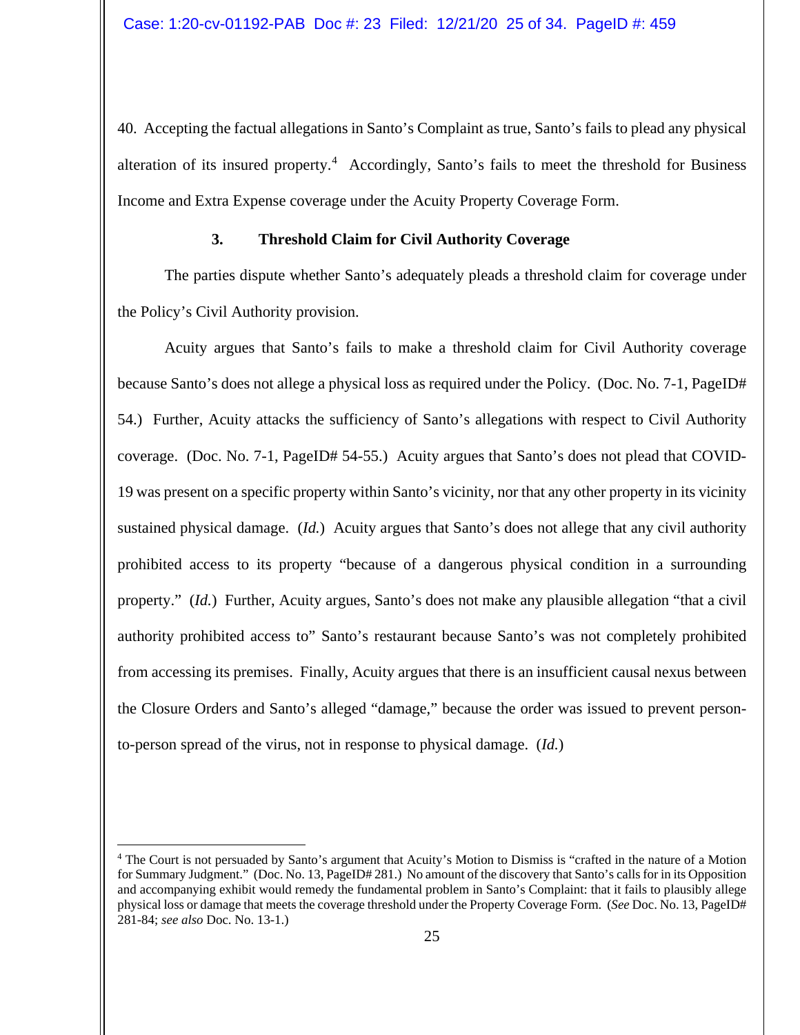40. Accepting the factual allegations in Santo's Complaint as true, Santo's fails to plead any physical alteration of its insured property.[4] Accordingly, Santo's fails to meet the threshold for Business Income and Extra Expense coverage under the Acuity Property Coverage Form.

### 3. Threshold Claim for Civil Authority Coverage

The parties dispute whether Santo's adequately pleads a threshold claim for coverage under the Policy's Civil Authority provision.

Acuity argues that Santo's fails to make a threshold claim for Civil Authority coverage because Santo's does not allege a physical loss as required under the Policy. (Doc. No. 7-1, PageID# 54.) Further, Acuity attacks the sufficiency of Santo's allegations with respect to Civil Authority coverage. (Doc. No. 7-1, PageID# 54-55.) Acuity argues that Santo's does not plead that COVID-19 was present on a specific property within Santo's vicinity, nor that any other property in its vicinity sustained physical damage. (*Id.*) Acuity argues that Santo's does not allege that any civil authority prohibited access to its property "because of a dangerous physical condition in a surrounding property." (*Id.*) Further, Acuity argues, Santo's does not make any plausible allegation "that a civil authority prohibited access to" Santo's restaurant because Santo's was not completely prohibited from accessing its premises. Finally, Acuity argues that there is an insufficient causal nexus between the Closure Orders and Santo's alleged "damage," because the order was issued to prevent person-to-person spread of the virus, not in response to physical damage. (*Id.*)

---

[4] The Court is not persuaded by Santo's argument that Acuity's Motion to Dismiss is "crafted in the nature of a Motion for Summary Judgment." (Doc. No. 13, PageID# 281.) No amount of the discovery that Santo's calls for in its Opposition and accompanying exhibit would remedy the fundamental problem in Santo's Complaint: that it fails to plausibly allege physical loss or damage that meets the coverage threshold under the Property Coverage Form. (*See* Doc. No. 13, PageID# 281-84; *see also* Doc. No. 13-1.)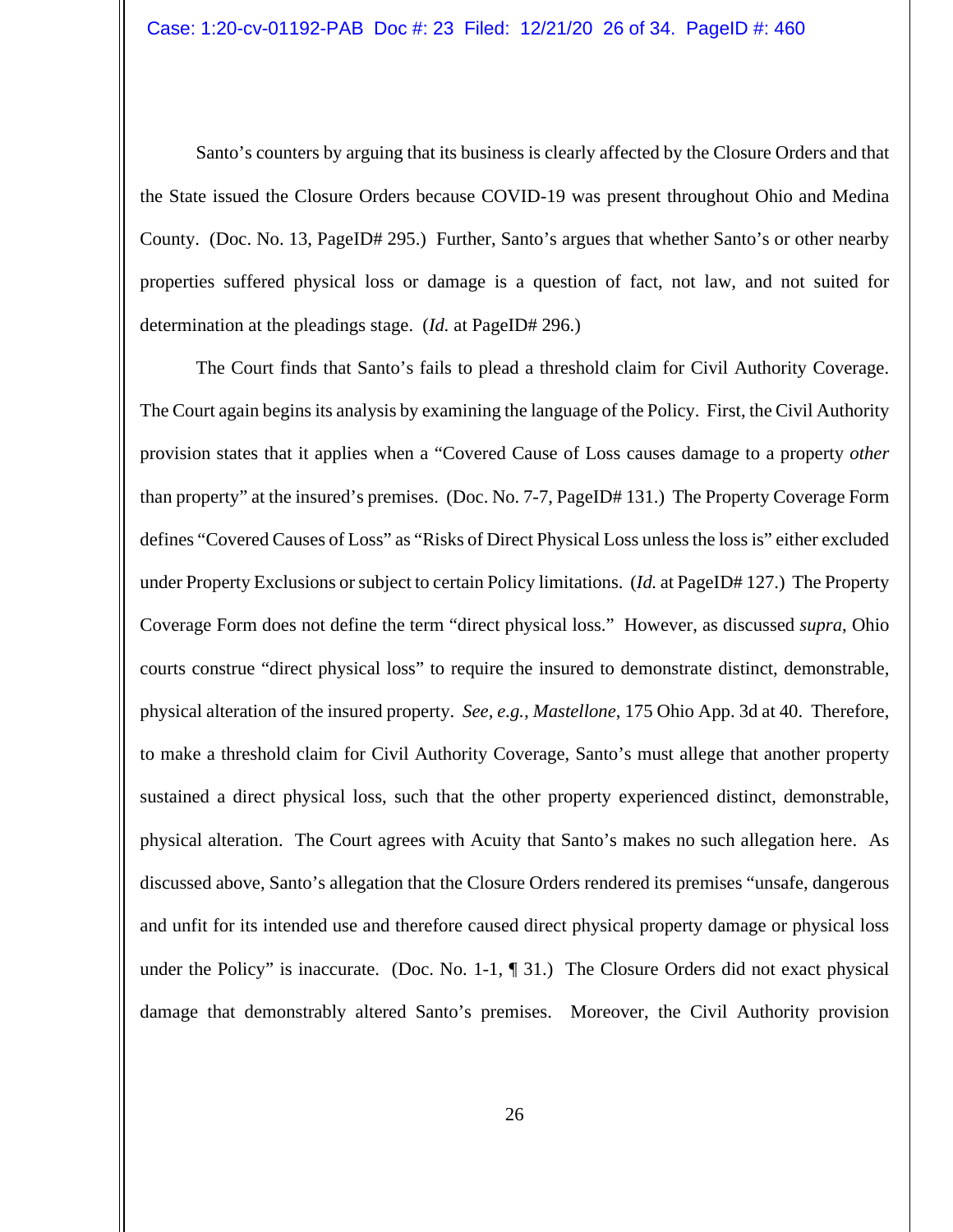Santo's counters by arguing that its business is clearly affected by the Closure Orders and that the State issued the Closure Orders because COVID-19 was present throughout Ohio and Medina County. (Doc. No. 13, PageID# 295.) Further, Santo's argues that whether Santo's or other nearby properties suffered physical loss or damage is a question of fact, not law, and not suited for determination at the pleadings stage. (*Id.* at PageID# 296.)

The Court finds that Santo's fails to plead a threshold claim for Civil Authority Coverage. The Court again begins its analysis by examining the language of the Policy. First, the Civil Authority provision states that it applies when a "Covered Cause of Loss causes damage to a property *other* than property" at the insured's premises. (Doc. No. 7-7, PageID# 131.) The Property Coverage Form defines "Covered Causes of Loss" as "Risks of Direct Physical Loss unless the loss is" either excluded under Property Exclusions or subject to certain Policy limitations. (*Id.* at PageID# 127.) The Property Coverage Form does not define the term "direct physical loss." However, as discussed *supra*, Ohio courts construe "direct physical loss" to require the insured to demonstrate distinct, demonstrable, physical alteration of the insured property. *See, e.g.*, *Mastellone*, 175 Ohio App. 3d at 40. Therefore, to make a threshold claim for Civil Authority Coverage, Santo's must allege that another property sustained a direct physical loss, such that the other property experienced distinct, demonstrable, physical alteration. The Court agrees with Acuity that Santo's makes no such allegation here. As discussed above, Santo's allegation that the Closure Orders rendered its premises "unsafe, dangerous and unfit for its intended use and therefore caused direct physical property damage or physical loss under the Policy" is inaccurate. (Doc. No. 1-1, ¶ 31.) The Closure Orders did not exact physical damage that demonstrably altered Santo's premises. Moreover, the Civil Authority provision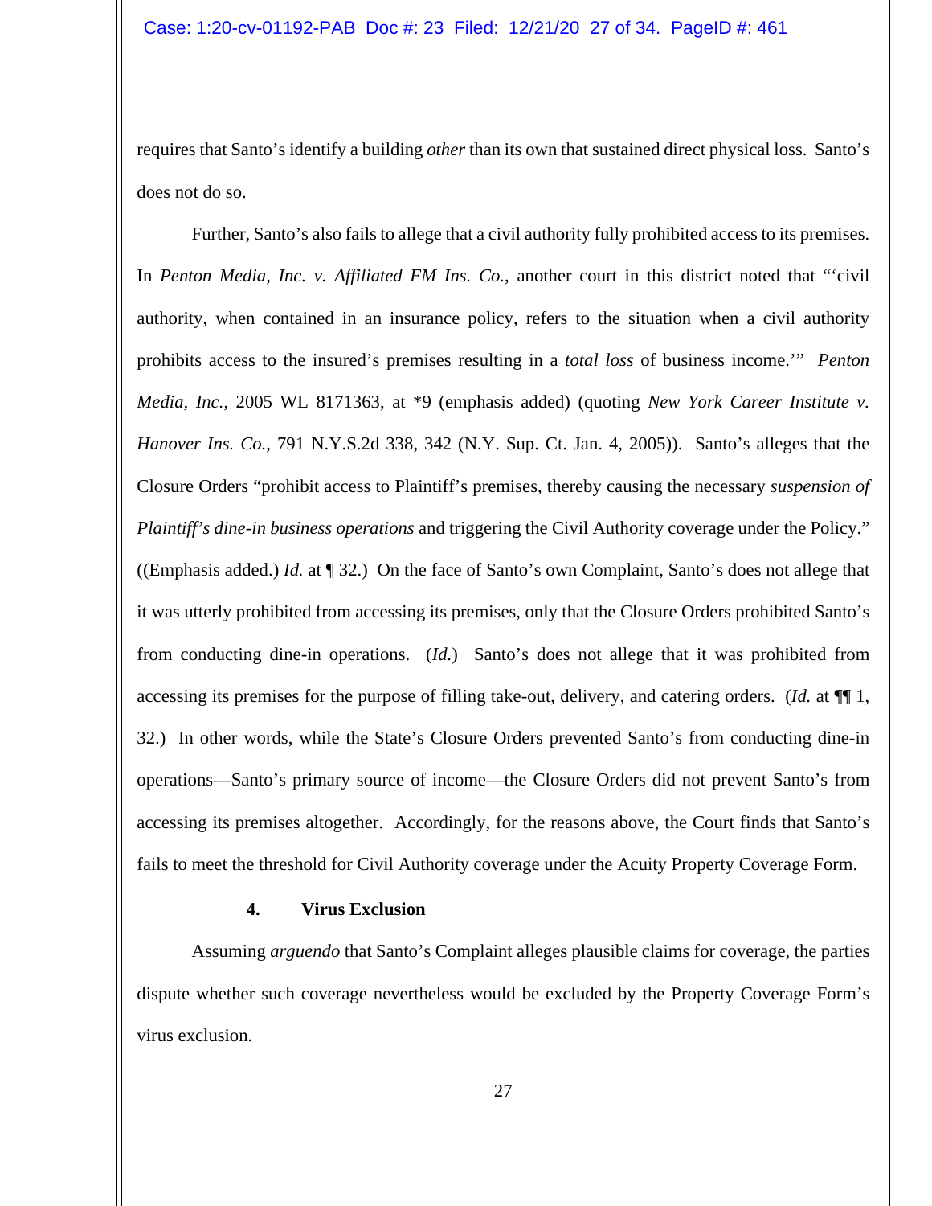requires that Santo's identify a building *other* than its own that sustained direct physical loss. Santo's does not do so.

Further, Santo's also fails to allege that a civil authority fully prohibited access to its premises. In *Penton Media, Inc. v. Affiliated FM Ins. Co.*, another court in this district noted that "'civil authority, when contained in an insurance policy, refers to the situation when a civil authority prohibits access to the insured's premises resulting in a *total loss* of business income.'" *Penton Media, Inc.*, 2005 WL 8171363, at *9 (emphasis added) (quoting *New York Career Institute v. Hanover Ins. Co.*, 791 N.Y.S.2d 338, 342 (N.Y. Sup. Ct. Jan. 4, 2005)). Santo's alleges that the Closure Orders "prohibit access to Plaintiff's premises, thereby causing the necessary *suspension of Plaintiff's dine-in business operations* and triggering the Civil Authority coverage under the Policy." ((Emphasis added.) *Id.* at ¶ 32.) On the face of Santo's own Complaint, Santo's does not allege that it was utterly prohibited from accessing its premises, only that the Closure Orders prohibited Santo's from conducting dine-in operations. (*Id.*) Santo's does not allege that it was prohibited from accessing its premises for the purpose of filling take-out, delivery, and catering orders. (*Id.* at ¶¶ 1, 32.) In other words, while the State's Closure Orders prevented Santo's from conducting dine-in operations—Santo's primary source of income—the Closure Orders did not prevent Santo's from accessing its premises altogether. Accordingly, for the reasons above, the Court finds that Santo's fails to meet the threshold for Civil Authority coverage under the Acuity Property Coverage Form.

**4. Virus Exclusion**

Assuming *arguendo* that Santo's Complaint alleges plausible claims for coverage, the parties dispute whether such coverage nevertheless would be excluded by the Property Coverage Form's virus exclusion.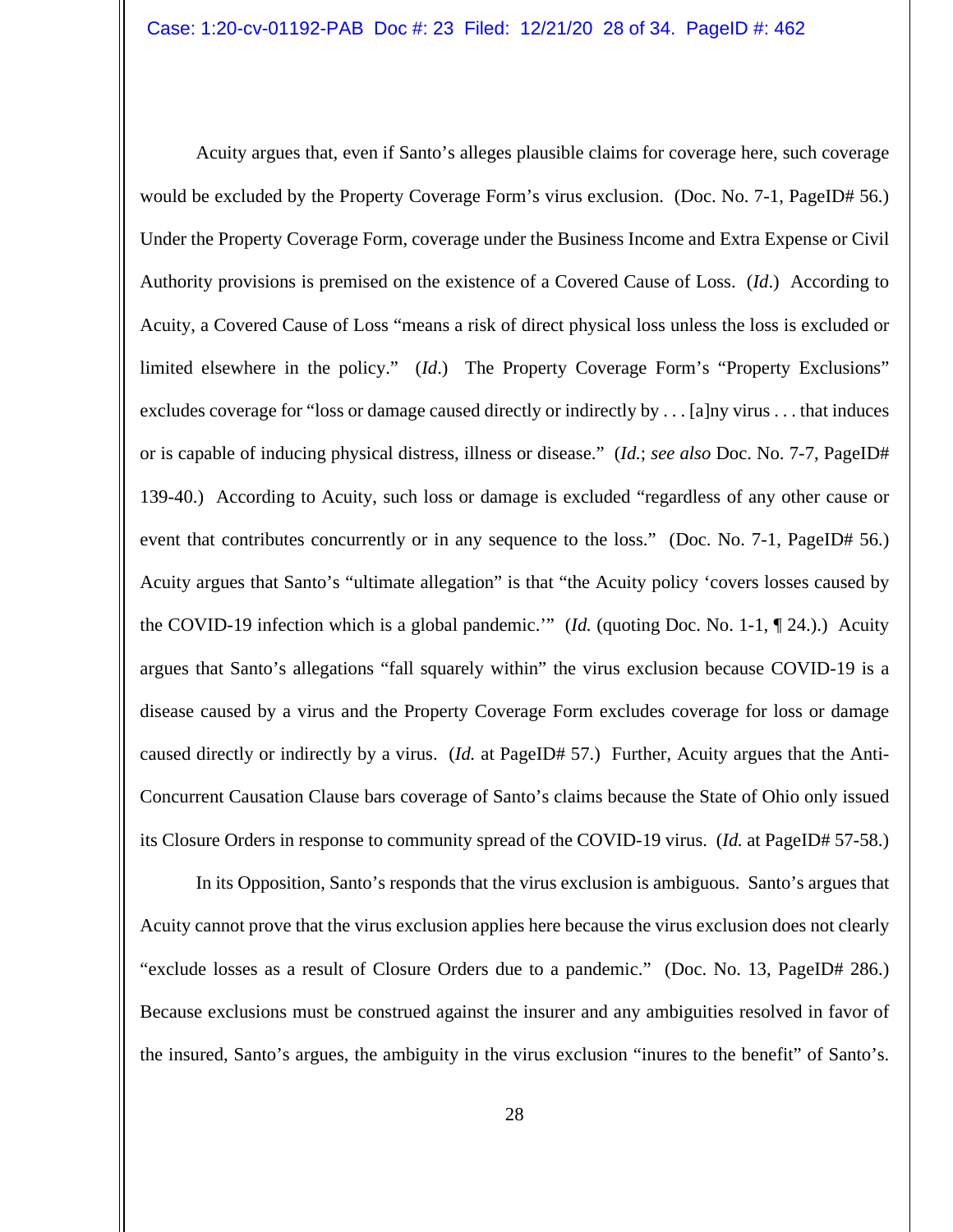Acuity argues that, even if Santo's alleges plausible claims for coverage here, such coverage would be excluded by the Property Coverage Form's virus exclusion. (Doc. No. 7-1, PageID# 56.) Under the Property Coverage Form, coverage under the Business Income and Extra Expense or Civil Authority provisions is premised on the existence of a Covered Cause of Loss. (*Id*.) According to Acuity, a Covered Cause of Loss "means a risk of direct physical loss unless the loss is excluded or limited elsewhere in the policy." (*Id*.) The Property Coverage Form's "Property Exclusions" excludes coverage for "loss or damage caused directly or indirectly by . . . [a]ny virus . . . that induces or is capable of inducing physical distress, illness or disease." (*Id.*; *see also* Doc. No. 7-7, PageID# 139-40.) According to Acuity, such loss or damage is excluded "regardless of any other cause or event that contributes concurrently or in any sequence to the loss." (Doc. No. 7-1, PageID# 56.) Acuity argues that Santo's "ultimate allegation" is that "the Acuity policy 'covers losses caused by the COVID-19 infection which is a global pandemic.'" (*Id.* (quoting Doc. No. 1-1, ¶ 24.).) Acuity argues that Santo's allegations "fall squarely within" the virus exclusion because COVID-19 is a disease caused by a virus and the Property Coverage Form excludes coverage for loss or damage caused directly or indirectly by a virus. (*Id.* at PageID# 57.) Further, Acuity argues that the Anti-Concurrent Causation Clause bars coverage of Santo's claims because the State of Ohio only issued its Closure Orders in response to community spread of the COVID-19 virus. (*Id.* at PageID# 57-58.)

In its Opposition, Santo's responds that the virus exclusion is ambiguous. Santo's argues that Acuity cannot prove that the virus exclusion applies here because the virus exclusion does not clearly "exclude losses as a result of Closure Orders due to a pandemic." (Doc. No. 13, PageID# 286.) Because exclusions must be construed against the insurer and any ambiguities resolved in favor of the insured, Santo's argues, the ambiguity in the virus exclusion "inures to the benefit" of Santo's.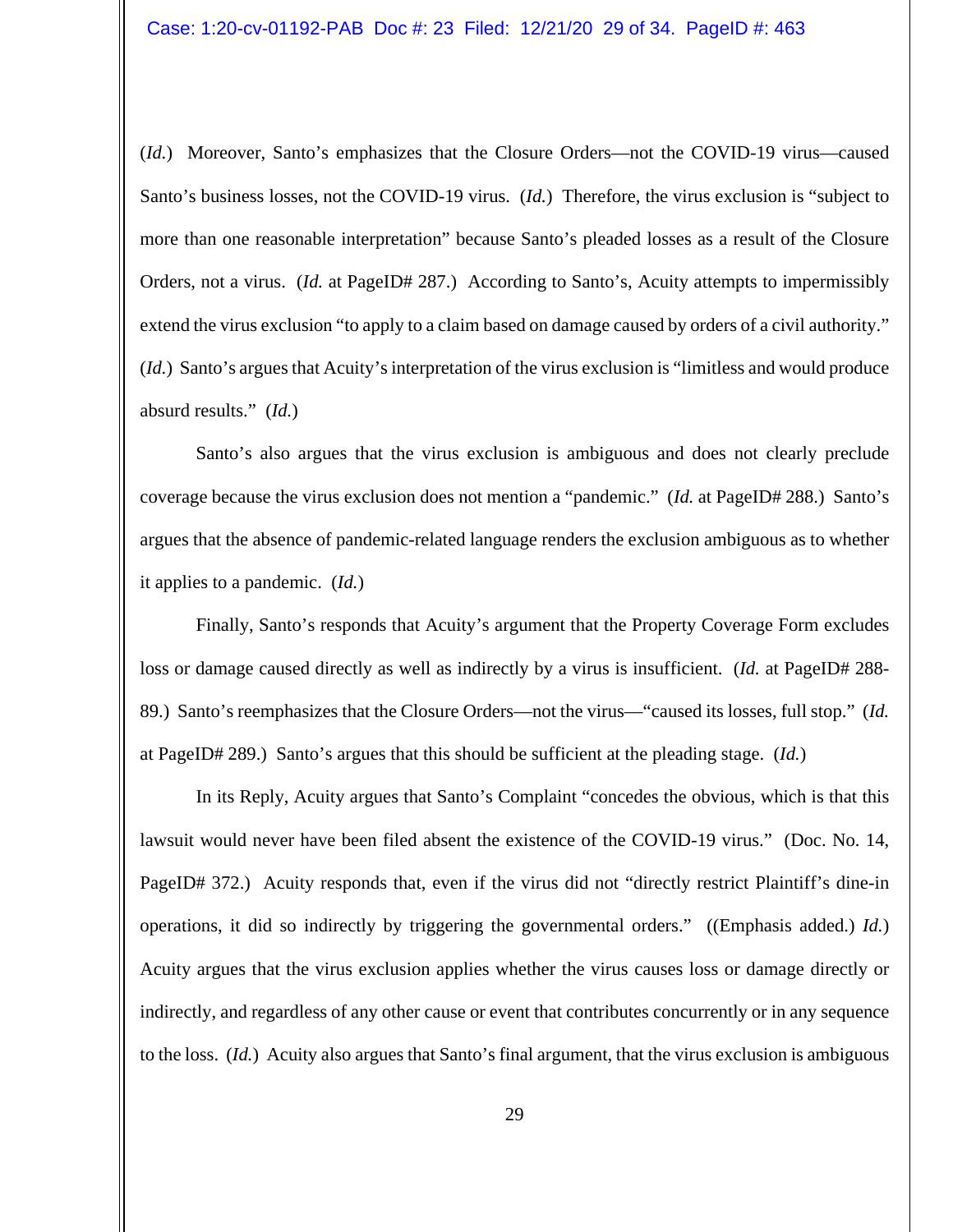(*Id.*) Moreover, Santo's emphasizes that the Closure Orders—not the COVID-19 virus—caused Santo's business losses, not the COVID-19 virus. (*Id.*) Therefore, the virus exclusion is "subject to more than one reasonable interpretation" because Santo's pleaded losses as a result of the Closure Orders, not a virus. (*Id.* at PageID# 287.) According to Santo's, Acuity attempts to impermissibly extend the virus exclusion "to apply to a claim based on damage caused by orders of a civil authority." (*Id.*) Santo's argues that Acuity's interpretation of the virus exclusion is "limitless and would produce absurd results." (*Id.*)

Santo's also argues that the virus exclusion is ambiguous and does not clearly preclude coverage because the virus exclusion does not mention a "pandemic." (*Id.* at PageID# 288.) Santo's argues that the absence of pandemic-related language renders the exclusion ambiguous as to whether it applies to a pandemic. (*Id.*)

Finally, Santo's responds that Acuity's argument that the Property Coverage Form excludes loss or damage caused directly as well as indirectly by a virus is insufficient. (*Id.* at PageID# 288-89.) Santo's reemphasizes that the Closure Orders—not the virus—"caused its losses, full stop." (*Id.* at PageID# 289.) Santo's argues that this should be sufficient at the pleading stage. (*Id.*)

In its Reply, Acuity argues that Santo's Complaint "concedes the obvious, which is that this lawsuit would never have been filed absent the existence of the COVID-19 virus." (Doc. No. 14, PageID# 372.) Acuity responds that, even if the virus did not "directly restrict Plaintiff's dine-in operations, it did so indirectly by triggering the governmental orders." ((Emphasis added.) *Id.*) Acuity argues that the virus exclusion applies whether the virus causes loss or damage directly or indirectly, and regardless of any other cause or event that contributes concurrently or in any sequence to the loss. (*Id.*) Acuity also argues that Santo's final argument, that the virus exclusion is ambiguous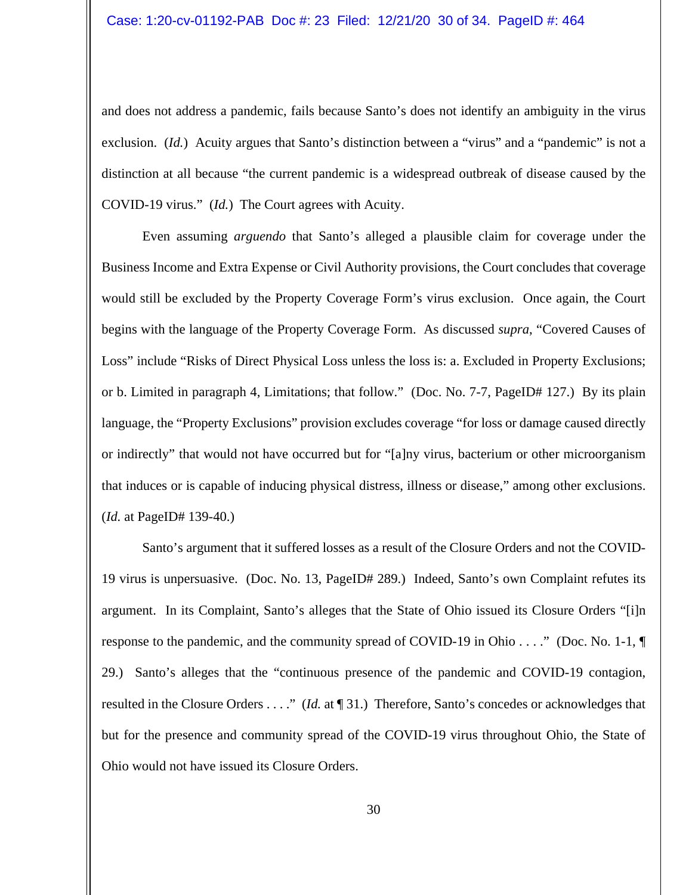and does not address a pandemic, fails because Santo's does not identify an ambiguity in the virus exclusion. (*Id.*) Acuity argues that Santo's distinction between a "virus" and a "pandemic" is not a distinction at all because "the current pandemic is a widespread outbreak of disease caused by the COVID-19 virus." (*Id.*) The Court agrees with Acuity.

Even assuming *arguendo* that Santo's alleged a plausible claim for coverage under the Business Income and Extra Expense or Civil Authority provisions, the Court concludes that coverage would still be excluded by the Property Coverage Form's virus exclusion. Once again, the Court begins with the language of the Property Coverage Form. As discussed *supra*, "Covered Causes of Loss" include "Risks of Direct Physical Loss unless the loss is: a. Excluded in Property Exclusions; or b. Limited in paragraph 4, Limitations; that follow." (Doc. No. 7-7, PageID# 127.) By its plain language, the "Property Exclusions" provision excludes coverage "for loss or damage caused directly or indirectly" that would not have occurred but for "[a]ny virus, bacterium or other microorganism that induces or is capable of inducing physical distress, illness or disease," among other exclusions. (*Id.* at PageID# 139-40.)

Santo's argument that it suffered losses as a result of the Closure Orders and not the COVID-19 virus is unpersuasive. (Doc. No. 13, PageID# 289.) Indeed, Santo's own Complaint refutes its argument. In its Complaint, Santo's alleges that the State of Ohio issued its Closure Orders "[i]n response to the pandemic, and the community spread of COVID-19 in Ohio . . . ." (Doc. No. 1-1, ¶ 29.) Santo's alleges that the "continuous presence of the pandemic and COVID-19 contagion, resulted in the Closure Orders . . . ." (*Id.* at ¶ 31.) Therefore, Santo's concedes or acknowledges that but for the presence and community spread of the COVID-19 virus throughout Ohio, the State of Ohio would not have issued its Closure Orders.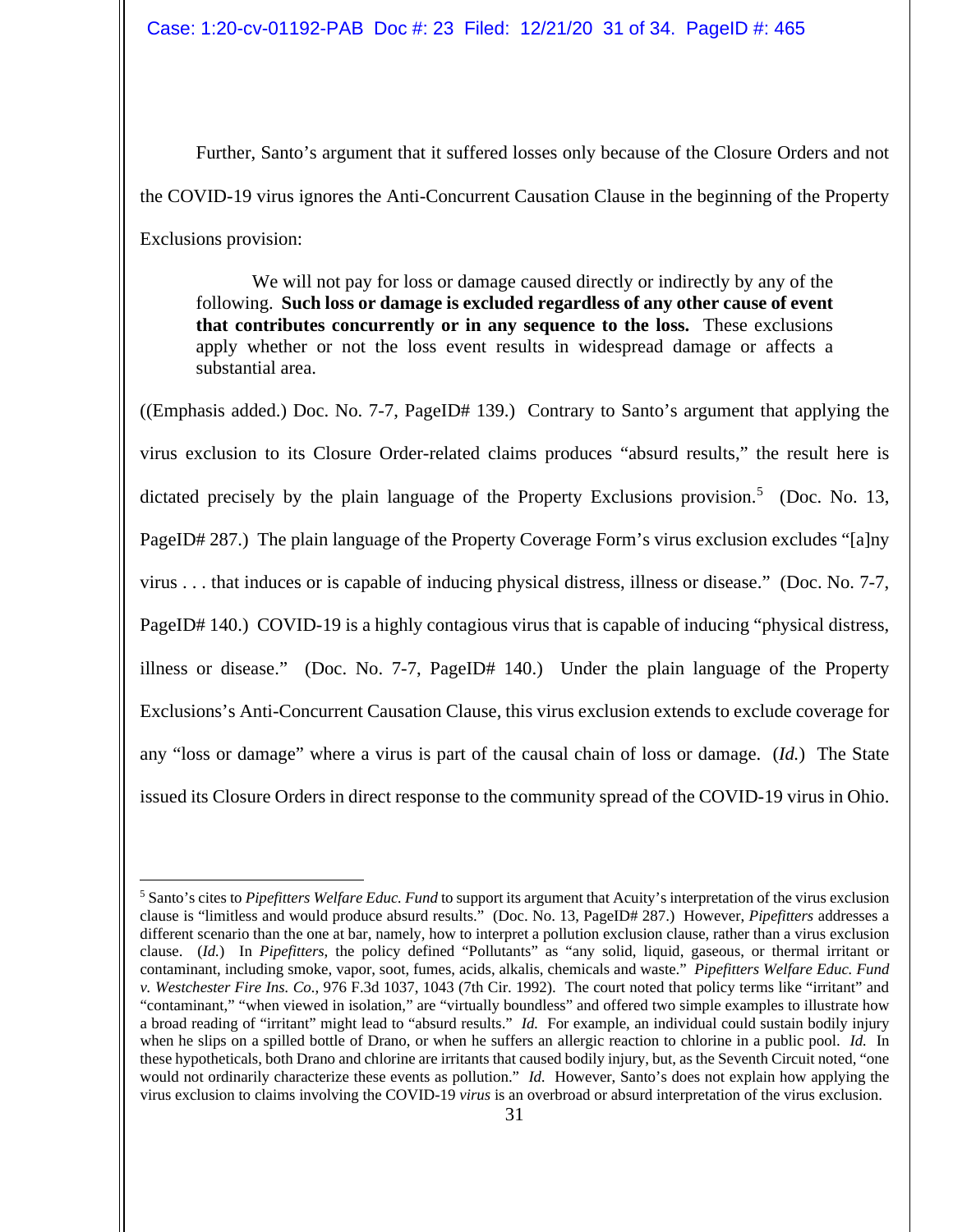Further, Santo's argument that it suffered losses only because of the Closure Orders and not the COVID-19 virus ignores the Anti-Concurrent Causation Clause in the beginning of the Property Exclusions provision:

> We will not pay for loss or damage caused directly or indirectly by any of the following. **Such loss or damage is excluded regardless of any other cause of event that contributes concurrently or in any sequence to the loss.** These exclusions apply whether or not the loss event results in widespread damage or affects a substantial area.

((Emphasis added.) Doc. No. 7-7, PageID# 139.) Contrary to Santo's argument that applying the virus exclusion to its Closure Order-related claims produces "absurd results," the result here is dictated precisely by the plain language of the Property Exclusions provision.[5] (Doc. No. 13, PageID# 287.) The plain language of the Property Coverage Form's virus exclusion excludes "[a]ny virus . . . that induces or is capable of inducing physical distress, illness or disease." (Doc. No. 7-7, PageID# 140.) COVID-19 is a highly contagious virus that is capable of inducing "physical distress, illness or disease." (Doc. No. 7-7, PageID# 140.) Under the plain language of the Property Exclusions's Anti-Concurrent Causation Clause, this virus exclusion extends to exclude coverage for any "loss or damage" where a virus is part of the causal chain of loss or damage. (*Id.*) The State issued its Closure Orders in direct response to the community spread of the COVID-19 virus in Ohio.

---

[5] Santo's cites to *Pipefitters Welfare Educ. Fund* to support its argument that Acuity's interpretation of the virus exclusion clause is "limitless and would produce absurd results." (Doc. No. 13, PageID# 287.) However, *Pipefitters* addresses a different scenario than the one at bar, namely, how to interpret a pollution exclusion clause, rather than a virus exclusion clause. (*Id.*) In *Pipefitters*, the policy defined "Pollutants" as "any solid, liquid, gaseous, or thermal irritant or contaminant, including smoke, vapor, soot, fumes, acids, alkalis, chemicals and waste." *Pipefitters Welfare Educ. Fund v. Westchester Fire Ins. Co.*, 976 F.3d 1037, 1043 (7th Cir. 1992). The court noted that policy terms like "irritant" and "contaminant," "when viewed in isolation," are "virtually boundless" and offered two simple examples to illustrate how a broad reading of "irritant" might lead to "absurd results." *Id.* For example, an individual could sustain bodily injury when he slips on a spilled bottle of Drano, or when he suffers an allergic reaction to chlorine in a public pool. *Id.* In these hypotheticals, both Drano and chlorine are irritants that caused bodily injury, but, as the Seventh Circuit noted, "one would not ordinarily characterize these events as pollution." *Id.* However, Santo's does not explain how applying the virus exclusion to claims involving the COVID-19 *virus* is an overbroad or absurd interpretation of the virus exclusion.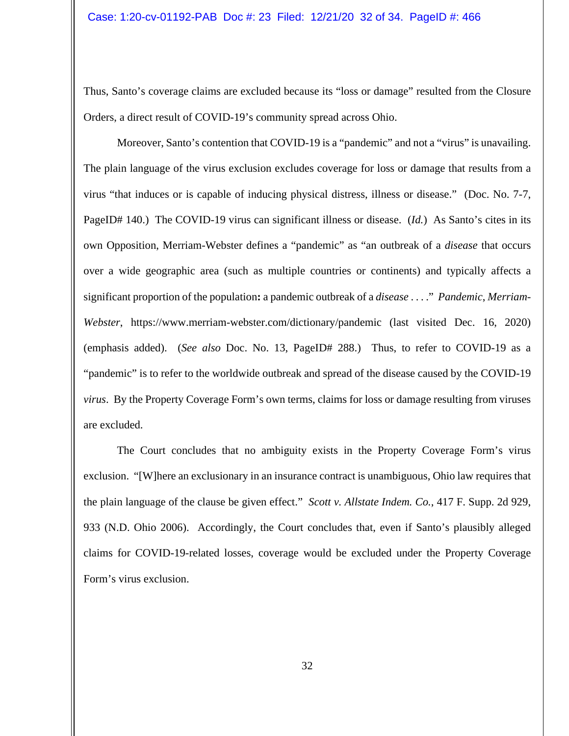Thus, Santo's coverage claims are excluded because its "loss or damage" resulted from the Closure Orders, a direct result of COVID-19's community spread across Ohio.

Moreover, Santo's contention that COVID-19 is a "pandemic" and not a "virus" is unavailing. The plain language of the virus exclusion excludes coverage for loss or damage that results from a virus "that induces or is capable of inducing physical distress, illness or disease." (Doc. No. 7-7, PageID# 140.) The COVID-19 virus can significant illness or disease. (*Id.*) As Santo's cites in its own Opposition, Merriam-Webster defines a "pandemic" as "an outbreak of a *disease* that occurs over a wide geographic area (such as multiple countries or continents) and typically affects a significant proportion of the population**:** a pandemic outbreak of a *disease* . . . ." *Pandemic*, *Merriam-Webster*, https://www.merriam-webster.com/dictionary/pandemic (last visited Dec. 16, 2020) (emphasis added). (*See also* Doc. No. 13, PageID# 288.) Thus, to refer to COVID-19 as a "pandemic" is to refer to the worldwide outbreak and spread of the disease caused by the COVID-19 *virus*. By the Property Coverage Form's own terms, claims for loss or damage resulting from viruses are excluded.

The Court concludes that no ambiguity exists in the Property Coverage Form's virus exclusion. "[W]here an exclusionary in an insurance contract is unambiguous, Ohio law requires that the plain language of the clause be given effect." *Scott v. Allstate Indem. Co.*, 417 F. Supp. 2d 929, 933 (N.D. Ohio 2006). Accordingly, the Court concludes that, even if Santo's plausibly alleged claims for COVID-19-related losses, coverage would be excluded under the Property Coverage Form's virus exclusion.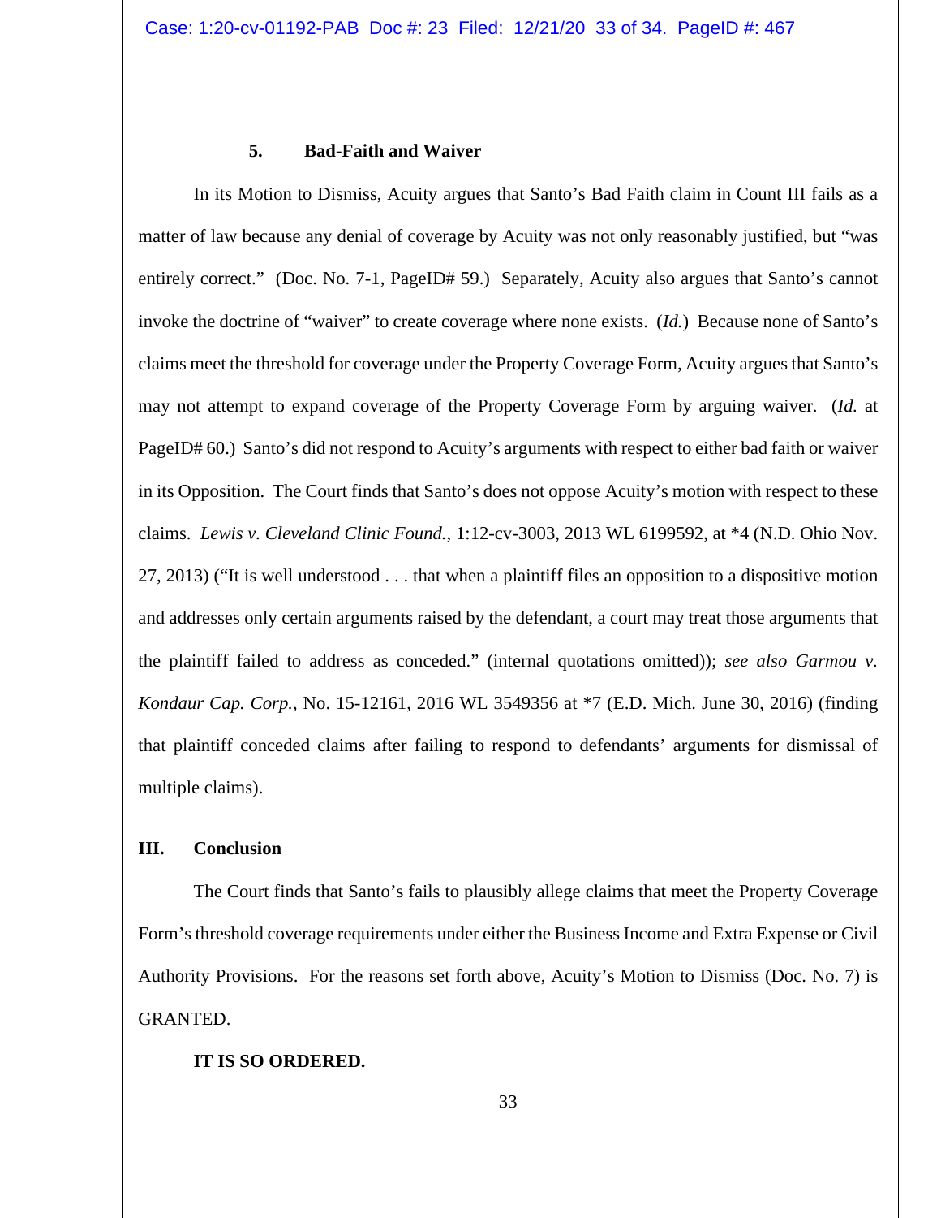### 5. Bad-Faith and Waiver

In its Motion to Dismiss, Acuity argues that Santo's Bad Faith claim in Count III fails as a matter of law because any denial of coverage by Acuity was not only reasonably justified, but "was entirely correct." (Doc. No. 7-1, PageID# 59.) Separately, Acuity also argues that Santo's cannot invoke the doctrine of "waiver" to create coverage where none exists. (*Id.*) Because none of Santo's claims meet the threshold for coverage under the Property Coverage Form, Acuity argues that Santo's may not attempt to expand coverage of the Property Coverage Form by arguing waiver. (*Id.* at PageID# 60.) Santo's did not respond to Acuity's arguments with respect to either bad faith or waiver in its Opposition. The Court finds that Santo's does not oppose Acuity's motion with respect to these claims. *Lewis v. Cleveland Clinic Found.*, 1:12-cv-3003, 2013 WL 6199592, at *4 (N.D. Ohio Nov. 27, 2013) ("It is well understood . . . that when a plaintiff files an opposition to a dispositive motion and addresses only certain arguments raised by the defendant, a court may treat those arguments that the plaintiff failed to address as conceded." (internal quotations omitted)); *see also Garmou v. Kondaur Cap. Corp.*, No. 15-12161, 2016 WL 3549356 at *7 (E.D. Mich. June 30, 2016) (finding that plaintiff conceded claims after failing to respond to defendants' arguments for dismissal of multiple claims).

## III. Conclusion

The Court finds that Santo's fails to plausibly allege claims that meet the Property Coverage Form's threshold coverage requirements under either the Business Income and Extra Expense or Civil Authority Provisions. For the reasons set forth above, Acuity's Motion to Dismiss (Doc. No. 7) is GRANTED.

**IT IS SO ORDERED.**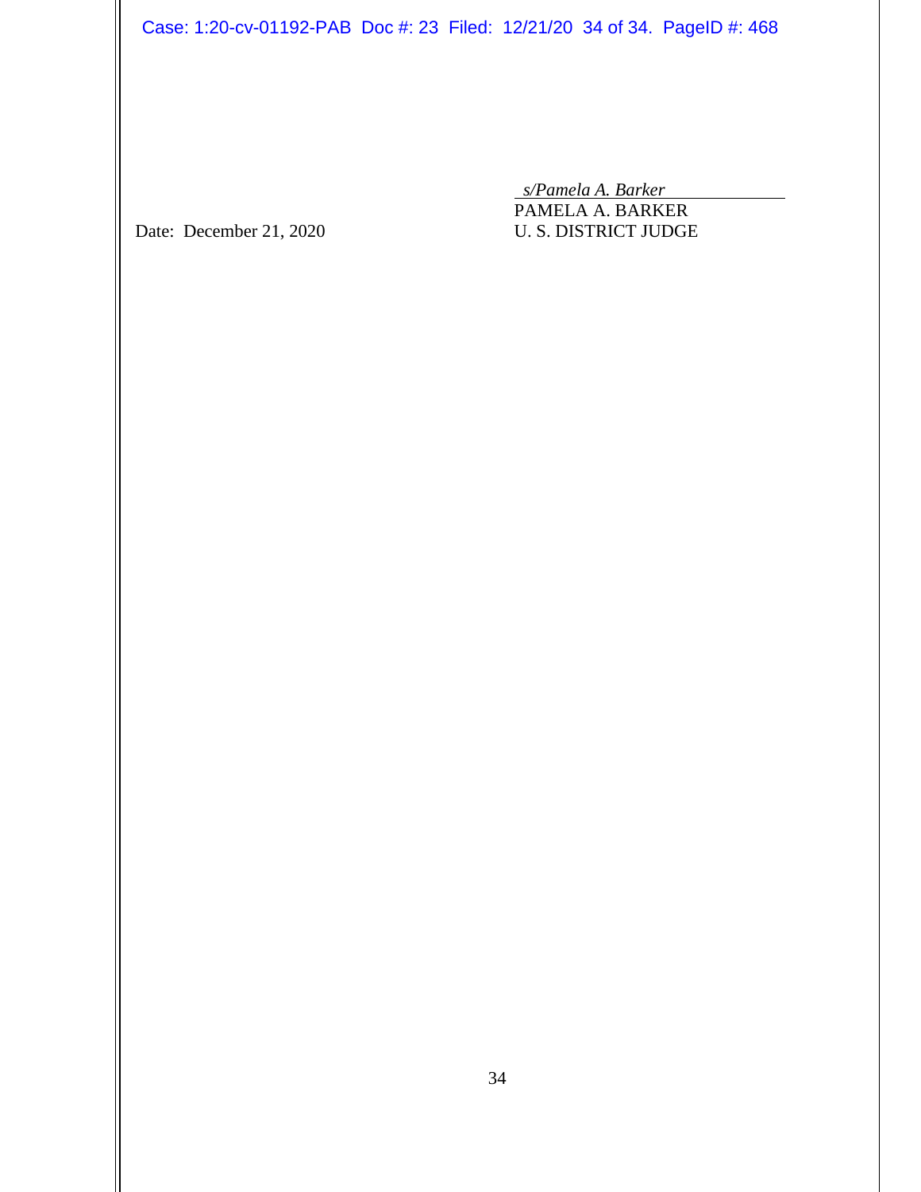*s/Pamela A. Barker*
PAMELA A. BARKER
U. S. DISTRICT JUDGE

Date: December 21, 2020